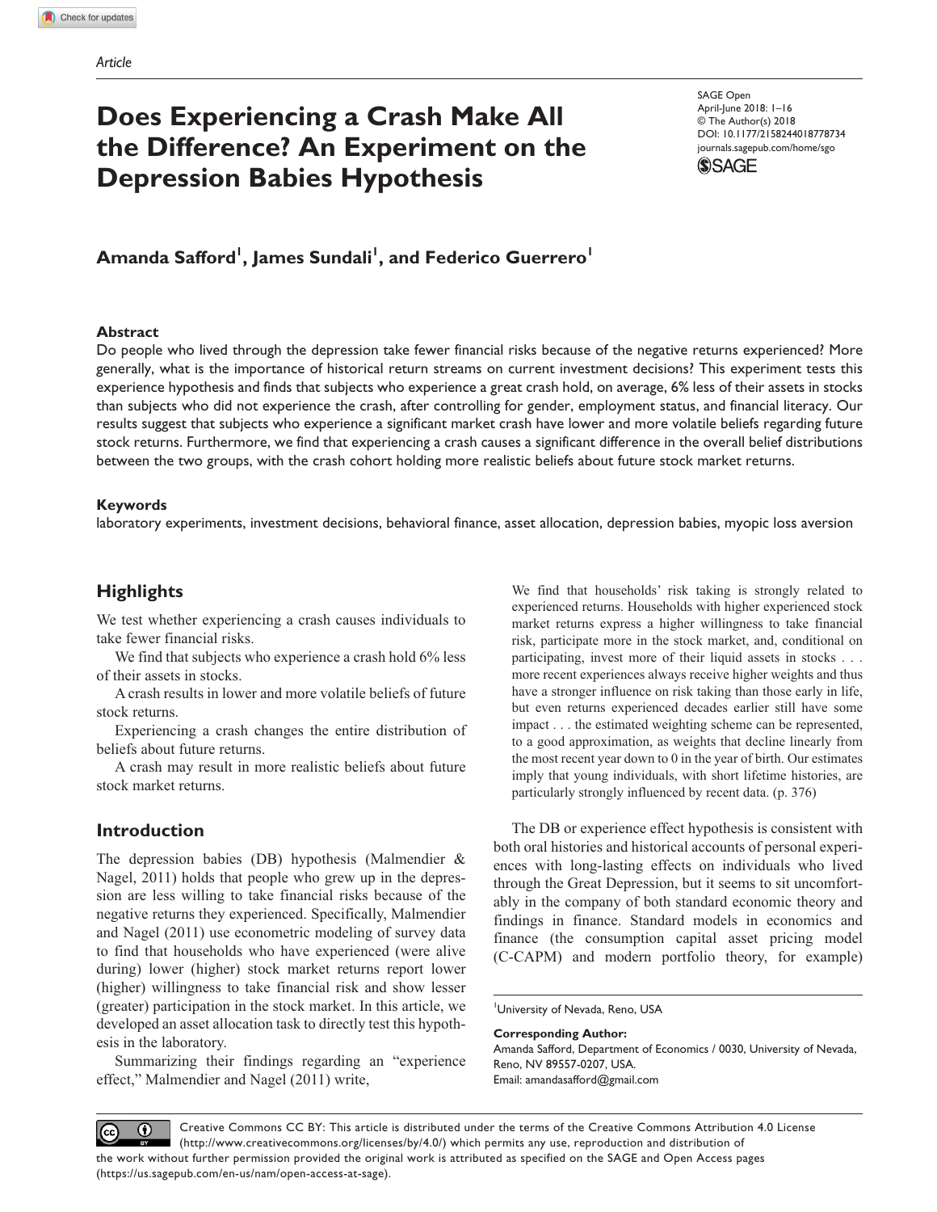Article

# Does Experiencing a Crash Make All the Difference? An Experiment on the Depression Babies Hypothesis

SAGE Open
April-June 2018: 1–16
© The Author(s) 2018
DOI: 10.1177/2158244018778734
journals.sagepub.com/home/sgo

**Amanda Safford[1], James Sundali[1], and Federico Guerrero[1]**

## Abstract

Do people who lived through the depression take fewer financial risks because of the negative returns experienced? More generally, what is the importance of historical return streams on current investment decisions? This experiment tests this experience hypothesis and finds that subjects who experience a great crash hold, on average, 6% less of their assets in stocks than subjects who did not experience the crash, after controlling for gender, employment status, and financial literacy. Our results suggest that subjects who experience a significant market crash have lower and more volatile beliefs regarding future stock returns. Furthermore, we find that experiencing a crash causes a significant difference in the overall belief distributions between the two groups, with the crash cohort holding more realistic beliefs about future stock market returns.

### Keywords

laboratory experiments, investment decisions, behavioral finance, asset allocation, depression babies, myopic loss aversion

## Highlights

We test whether experiencing a crash causes individuals to take fewer financial risks.

We find that subjects who experience a crash hold 6% less of their assets in stocks.

A crash results in lower and more volatile beliefs of future stock returns.

Experiencing a crash changes the entire distribution of beliefs about future returns.

A crash may result in more realistic beliefs about future stock market returns.

## Introduction

The depression babies (DB) hypothesis (Malmendier & Nagel, 2011) holds that people who grew up in the depression are less willing to take financial risks because of the negative returns they experienced. Specifically, Malmendier and Nagel (2011) use econometric modeling of survey data to find that households who have experienced (were alive during) lower (higher) stock market returns report lower (higher) willingness to take financial risk and show lesser (greater) participation in the stock market. In this article, we developed an asset allocation task to directly test this hypothesis in the laboratory.

Summarizing their findings regarding an "experience effect," Malmendier and Nagel (2011) write,

> We find that households' risk taking is strongly related to experienced returns. Households with higher experienced stock market returns express a higher willingness to take financial risk, participate more in the stock market, and, conditional on participating, invest more of their liquid assets in stocks . . . more recent experiences always receive higher weights and thus have a stronger influence on risk taking than those early in life, but even returns experienced decades earlier still have some impact . . . the estimated weighting scheme can be represented, to a good approximation, as weights that decline linearly from the most recent year down to 0 in the year of birth. Our estimates imply that young individuals, with short lifetime histories, are particularly strongly influenced by recent data. (p. 376)

The DB or experience effect hypothesis is consistent with both oral histories and historical accounts of personal experiences with long-lasting effects on individuals who lived through the Great Depression, but it seems to sit uncomfortably in the company of both standard economic theory and findings in finance. Standard models in economics and finance (the consumption capital asset pricing model (C-CAPM) and modern portfolio theory, for example)

[1]University of Nevada, Reno, USA

**Corresponding Author:**
Amanda Safford, Department of Economics / 0030, University of Nevada, Reno, NV 89557-0207, USA.
Email: amandasafford@gmail.com

Creative Commons CC BY: This article is distributed under the terms of the Creative Commons Attribution 4.0 License (http://www.creativecommons.org/licenses/by/4.0/) which permits any use, reproduction and distribution of the work without further permission provided the original work is attributed as specified on the SAGE and Open Access pages (https://us.sagepub.com/en-us/nam/open-access-at-sage).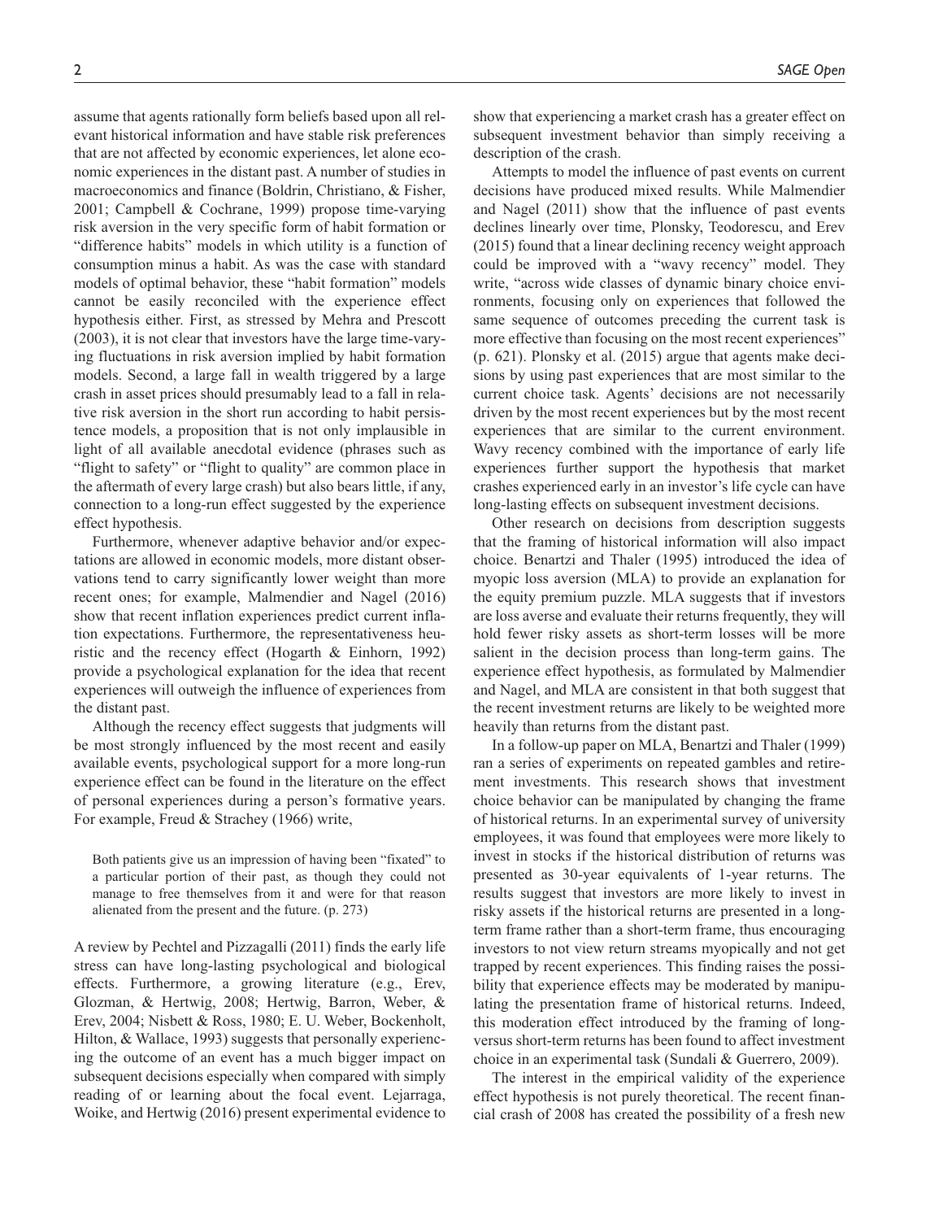assume that agents rationally form beliefs based upon all relevant historical information and have stable risk preferences that are not affected by economic experiences, let alone economic experiences in the distant past. A number of studies in macroeconomics and finance (Boldrin, Christiano, & Fisher, 2001; Campbell & Cochrane, 1999) propose time-varying risk aversion in the very specific form of habit formation or "difference habits" models in which utility is a function of consumption minus a habit. As was the case with standard models of optimal behavior, these "habit formation" models cannot be easily reconciled with the experience effect hypothesis either. First, as stressed by Mehra and Prescott (2003), it is not clear that investors have the large time-varying fluctuations in risk aversion implied by habit formation models. Second, a large fall in wealth triggered by a large crash in asset prices should presumably lead to a fall in relative risk aversion in the short run according to habit persistence models, a proposition that is not only implausible in light of all available anecdotal evidence (phrases such as "flight to safety" or "flight to quality" are common place in the aftermath of every large crash) but also bears little, if any, connection to a long-run effect suggested by the experience effect hypothesis.

Furthermore, whenever adaptive behavior and/or expectations are allowed in economic models, more distant observations tend to carry significantly lower weight than more recent ones; for example, Malmendier and Nagel (2016) show that recent inflation experiences predict current inflation expectations. Furthermore, the representativeness heuristic and the recency effect (Hogarth & Einhorn, 1992) provide a psychological explanation for the idea that recent experiences will outweigh the influence of experiences from the distant past.

Although the recency effect suggests that judgments will be most strongly influenced by the most recent and easily available events, psychological support for a more long-run experience effect can be found in the literature on the effect of personal experiences during a person's formative years. For example, Freud & Strachey (1966) write,

> Both patients give us an impression of having been "fixated" to a particular portion of their past, as though they could not manage to free themselves from it and were for that reason alienated from the present and the future. (p. 273)

A review by Pechtel and Pizzagalli (2011) finds the early life stress can have long-lasting psychological and biological effects. Furthermore, a growing literature (e.g., Erev, Glozman, & Hertwig, 2008; Hertwig, Barron, Weber, & Erev, 2004; Nisbett & Ross, 1980; E. U. Weber, Bockenholt, Hilton, & Wallace, 1993) suggests that personally experiencing the outcome of an event has a much bigger impact on subsequent decisions especially when compared with simply reading of or learning about the focal event. Lejarraga, Woike, and Hertwig (2016) present experimental evidence to show that experiencing a market crash has a greater effect on subsequent investment behavior than simply receiving a description of the crash.

Attempts to model the influence of past events on current decisions have produced mixed results. While Malmendier and Nagel (2011) show that the influence of past events declines linearly over time, Plonsky, Teodorescu, and Erev (2015) found that a linear declining recency weight approach could be improved with a "wavy recency" model. They write, "across wide classes of dynamic binary choice environments, focusing only on experiences that followed the same sequence of outcomes preceding the current task is more effective than focusing on the most recent experiences" (p. 621). Plonsky et al. (2015) argue that agents make decisions by using past experiences that are most similar to the current choice task. Agents' decisions are not necessarily driven by the most recent experiences but by the most recent experiences that are similar to the current environment. Wavy recency combined with the importance of early life experiences further support the hypothesis that market crashes experienced early in an investor's life cycle can have long-lasting effects on subsequent investment decisions.

Other research on decisions from description suggests that the framing of historical information will also impact choice. Benartzi and Thaler (1995) introduced the idea of myopic loss aversion (MLA) to provide an explanation for the equity premium puzzle. MLA suggests that if investors are loss averse and evaluate their returns frequently, they will hold fewer risky assets as short-term losses will be more salient in the decision process than long-term gains. The experience effect hypothesis, as formulated by Malmendier and Nagel, and MLA are consistent in that both suggest that the recent investment returns are likely to be weighted more heavily than returns from the distant past.

In a follow-up paper on MLA, Benartzi and Thaler (1999) ran a series of experiments on repeated gambles and retirement investments. This research shows that investment choice behavior can be manipulated by changing the frame of historical returns. In an experimental survey of university employees, it was found that employees were more likely to invest in stocks if the historical distribution of returns was presented as 30-year equivalents of 1-year returns. The results suggest that investors are more likely to invest in risky assets if the historical returns are presented in a long-term frame rather than a short-term frame, thus encouraging investors to not view return streams myopically and not get trapped by recent experiences. This finding raises the possibility that experience effects may be moderated by manipulating the presentation frame of historical returns. Indeed, this moderation effect introduced by the framing of long- versus short-term returns has been found to affect investment choice in an experimental task (Sundali & Guerrero, 2009).

The interest in the empirical validity of the experience effect hypothesis is not purely theoretical. The recent financial crash of 2008 has created the possibility of a fresh new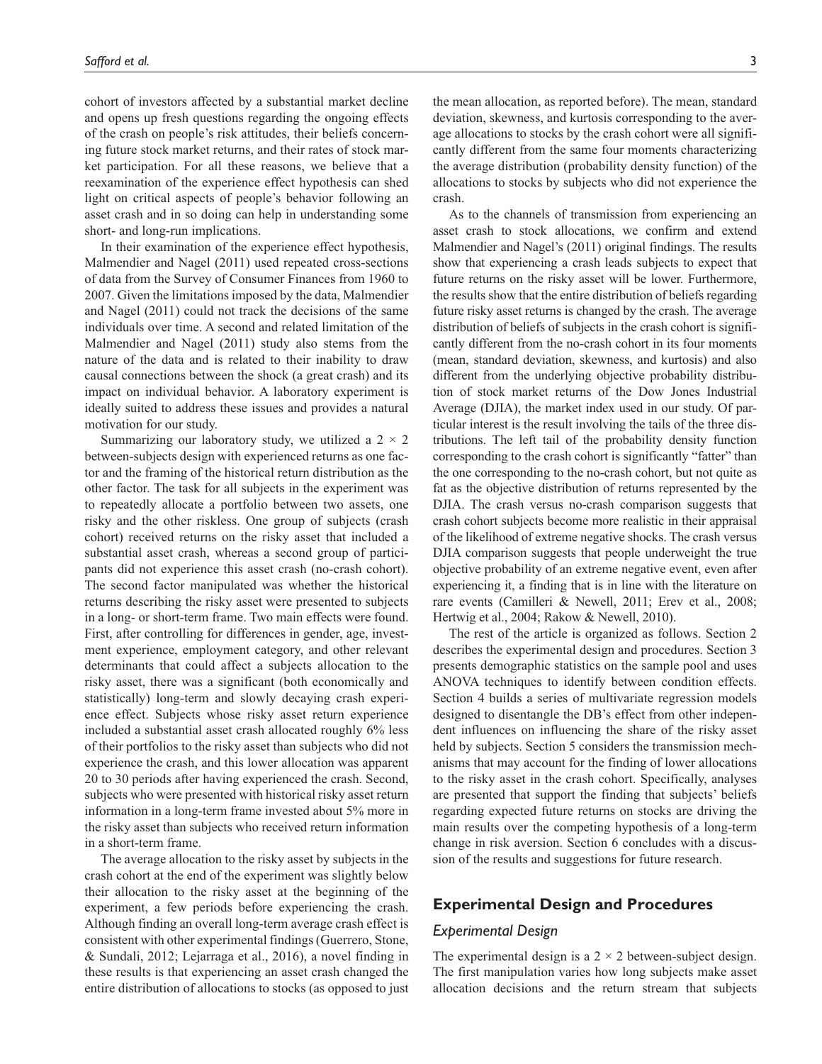cohort of investors affected by a substantial market decline and opens up fresh questions regarding the ongoing effects of the crash on people's risk attitudes, their beliefs concerning future stock market returns, and their rates of stock market participation. For all these reasons, we believe that a reexamination of the experience effect hypothesis can shed light on critical aspects of people's behavior following an asset crash and in so doing can help in understanding some short- and long-run implications.

In their examination of the experience effect hypothesis, Malmendier and Nagel (2011) used repeated cross-sections of data from the Survey of Consumer Finances from 1960 to 2007. Given the limitations imposed by the data, Malmendier and Nagel (2011) could not track the decisions of the same individuals over time. A second and related limitation of the Malmendier and Nagel (2011) study also stems from the nature of the data and is related to their inability to draw causal connections between the shock (a great crash) and its impact on individual behavior. A laboratory experiment is ideally suited to address these issues and provides a natural motivation for our study.

Summarizing our laboratory study, we utilized a $2 \times 2$ between-subjects design with experienced returns as one factor and the framing of the historical return distribution as the other factor. The task for all subjects in the experiment was to repeatedly allocate a portfolio between two assets, one risky and the other riskless. One group of subjects (crash cohort) received returns on the risky asset that included a substantial asset crash, whereas a second group of participants did not experience this asset crash (no-crash cohort). The second factor manipulated was whether the historical returns describing the risky asset were presented to subjects in a long- or short-term frame. Two main effects were found. First, after controlling for differences in gender, age, investment experience, employment category, and other relevant determinants that could affect a subjects allocation to the risky asset, there was a significant (both economically and statistically) long-term and slowly decaying crash experience effect. Subjects whose risky asset return experience included a substantial asset crash allocated roughly 6% less of their portfolios to the risky asset than subjects who did not experience the crash, and this lower allocation was apparent 20 to 30 periods after having experienced the crash. Second, subjects who were presented with historical risky asset return information in a long-term frame invested about 5% more in the risky asset than subjects who received return information in a short-term frame.

The average allocation to the risky asset by subjects in the crash cohort at the end of the experiment was slightly below their allocation to the risky asset at the beginning of the experiment, a few periods before experiencing the crash. Although finding an overall long-term average crash effect is consistent with other experimental findings (Guerrero, Stone, & Sundali, 2012; Lejarraga et al., 2016), a novel finding in these results is that experiencing an asset crash changed the entire distribution of allocations to stocks (as opposed to just the mean allocation, as reported before). The mean, standard deviation, skewness, and kurtosis corresponding to the average allocations to stocks by the crash cohort were all significantly different from the same four moments characterizing the average distribution (probability density function) of the allocations to stocks by subjects who did not experience the crash.

As to the channels of transmission from experiencing an asset crash to stock allocations, we confirm and extend Malmendier and Nagel's (2011) original findings. The results show that experiencing a crash leads subjects to expect that future returns on the risky asset will be lower. Furthermore, the results show that the entire distribution of beliefs regarding future risky asset returns is changed by the crash. The average distribution of beliefs of subjects in the crash cohort is significantly different from the no-crash cohort in its four moments (mean, standard deviation, skewness, and kurtosis) and also different from the underlying objective probability distribution of stock market returns of the Dow Jones Industrial Average (DJIA), the market index used in our study. Of particular interest is the result involving the tails of the three distributions. The left tail of the probability density function corresponding to the crash cohort is significantly "fatter" than the one corresponding to the no-crash cohort, but not quite as fat as the objective distribution of returns represented by the DJIA. The crash versus no-crash comparison suggests that crash cohort subjects become more realistic in their appraisal of the likelihood of extreme negative shocks. The crash versus DJIA comparison suggests that people underweight the true objective probability of an extreme negative event, even after experiencing it, a finding that is in line with the literature on rare events (Camilleri & Newell, 2011; Erev et al., 2008; Hertwig et al., 2004; Rakow & Newell, 2010).

The rest of the article is organized as follows. Section 2 describes the experimental design and procedures. Section 3 presents demographic statistics on the sample pool and uses ANOVA techniques to identify between condition effects. Section 4 builds a series of multivariate regression models designed to disentangle the DB's effect from other independent influences on influencing the share of the risky asset held by subjects. Section 5 considers the transmission mechanisms that may account for the finding of lower allocations to the risky asset in the crash cohort. Specifically, analyses are presented that support the finding that subjects' beliefs regarding expected future returns on stocks are driving the main results over the competing hypothesis of a long-term change in risk aversion. Section 6 concludes with a discussion of the results and suggestions for future research.

## Experimental Design and Procedures

### Experimental Design

The experimental design is a $2 \times 2$ between-subject design. The first manipulation varies how long subjects make asset allocation decisions and the return stream that subjects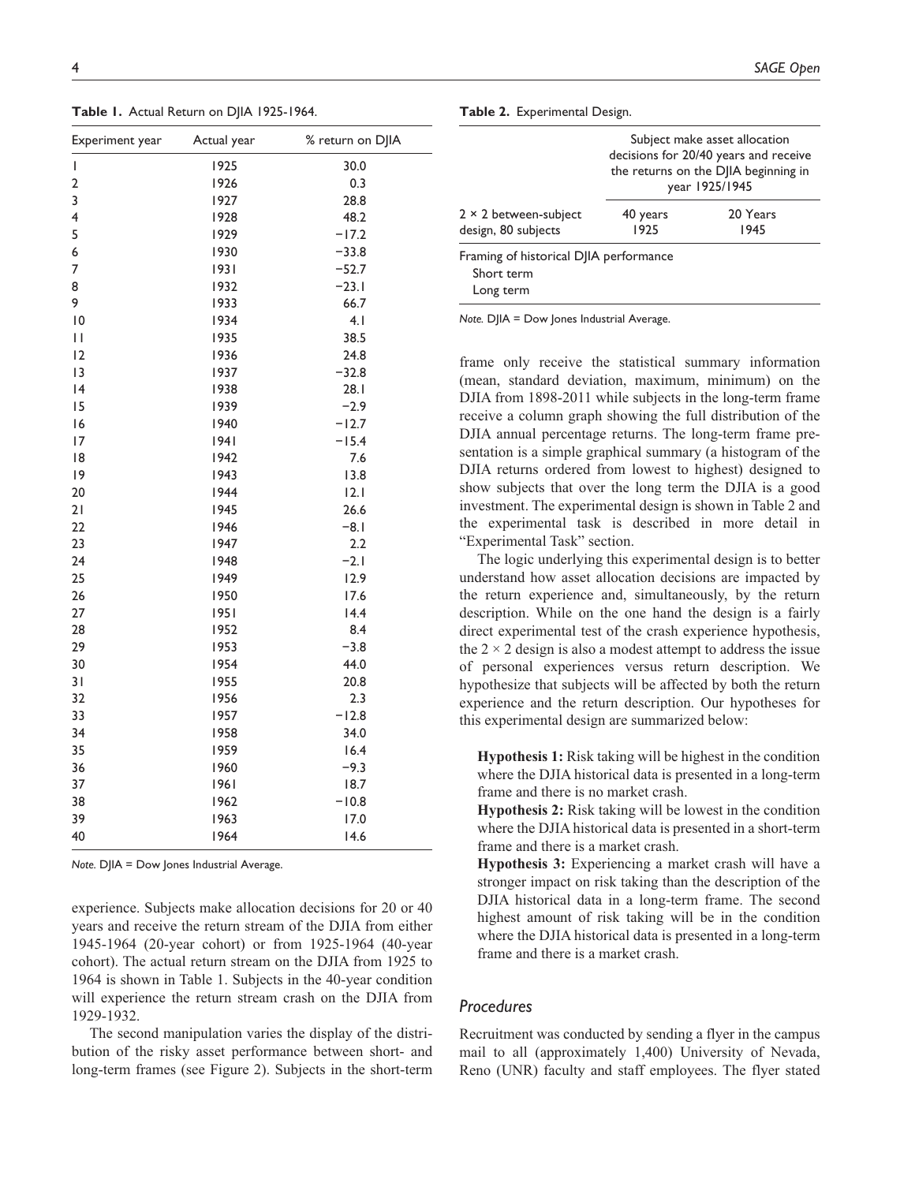**Table 1.** Actual Return on DJIA 1925-1964.

| Experiment year | Actual year | % return on DJIA |
|---|---|---|
| 1 | 1925 | 30.0 |
| 2 | 1926 | 0.3 |
| 3 | 1927 | 28.8 |
| 4 | 1928 | 48.2 |
| 5 | 1929 | −17.2 |
| 6 | 1930 | −33.8 |
| 7 | 1931 | −52.7 |
| 8 | 1932 | −23.1 |
| 9 | 1933 | 66.7 |
| 10 | 1934 | 4.1 |
| 11 | 1935 | 38.5 |
| 12 | 1936 | 24.8 |
| 13 | 1937 | −32.8 |
| 14 | 1938 | 28.1 |
| 15 | 1939 | −2.9 |
| 16 | 1940 | −12.7 |
| 17 | 1941 | −15.4 |
| 18 | 1942 | 7.6 |
| 19 | 1943 | 13.8 |
| 20 | 1944 | 12.1 |
| 21 | 1945 | 26.6 |
| 22 | 1946 | −8.1 |
| 23 | 1947 | 2.2 |
| 24 | 1948 | −2.1 |
| 25 | 1949 | 12.9 |
| 26 | 1950 | 17.6 |
| 27 | 1951 | 14.4 |
| 28 | 1952 | 8.4 |
| 29 | 1953 | −3.8 |
| 30 | 1954 | 44.0 |
| 31 | 1955 | 20.8 |
| 32 | 1956 | 2.3 |
| 33 | 1957 | −12.8 |
| 34 | 1958 | 34.0 |
| 35 | 1959 | 16.4 |
| 36 | 1960 | −9.3 |
| 37 | 1961 | 18.7 |
| 38 | 1962 | −10.8 |
| 39 | 1963 | 17.0 |
| 40 | 1964 | 14.6 |

*Note.* DJIA = Dow Jones Industrial Average.

experience. Subjects make allocation decisions for 20 or 40 years and receive the return stream of the DJIA from either 1945-1964 (20-year cohort) or from 1925-1964 (40-year cohort). The actual return stream on the DJIA from 1925 to 1964 is shown in Table 1. Subjects in the 40-year condition will experience the return stream crash on the DJIA from 1929-1932.

The second manipulation varies the display of the distribution of the risky asset performance between short- and long-term frames (see Figure 2). Subjects in the short-term frame only receive the statistical summary information (mean, standard deviation, maximum, minimum) on the DJIA from 1898-2011 while subjects in the long-term frame receive a column graph showing the full distribution of the DJIA annual percentage returns. The long-term frame presentation is a simple graphical summary (a histogram of the DJIA returns ordered from lowest to highest) designed to show subjects that over the long term the DJIA is a good investment. The experimental design is shown in Table 2 and the experimental task is described in more detail in "Experimental Task" section.

**Table 2.** Experimental Design.

| | Subject make asset allocation decisions for 20/40 years and receive the returns on the DJIA beginning in year 1925/1945 | |
|---|---|---|
| 2 × 2 between-subject design, 80 subjects | 40 years 1925 | 20 Years 1945 |
| Framing of historical DJIA performance | | |
| Short term | | |
| Long term | | |

*Note.* DJIA = Dow Jones Industrial Average.

The logic underlying this experimental design is to better understand how asset allocation decisions are impacted by the return experience and, simultaneously, by the return description. While on the one hand the design is a fairly direct experimental test of the crash experience hypothesis, the 2 × 2 design is also a modest attempt to address the issue of personal experiences versus return description. We hypothesize that subjects will be affected by both the return experience and the return description. Our hypotheses for this experimental design are summarized below:

**Hypothesis 1:** Risk taking will be highest in the condition where the DJIA historical data is presented in a long-term frame and there is no market crash.

**Hypothesis 2:** Risk taking will be lowest in the condition where the DJIA historical data is presented in a short-term frame and there is a market crash.

**Hypothesis 3:** Experiencing a market crash will have a stronger impact on risk taking than the description of the DJIA historical data in a long-term frame. The second highest amount of risk taking will be in the condition where the DJIA historical data is presented in a long-term frame and there is a market crash.

### *Procedures*

Recruitment was conducted by sending a flyer in the campus mail to all (approximately 1,400) University of Nevada, Reno (UNR) faculty and staff employees. The flyer stated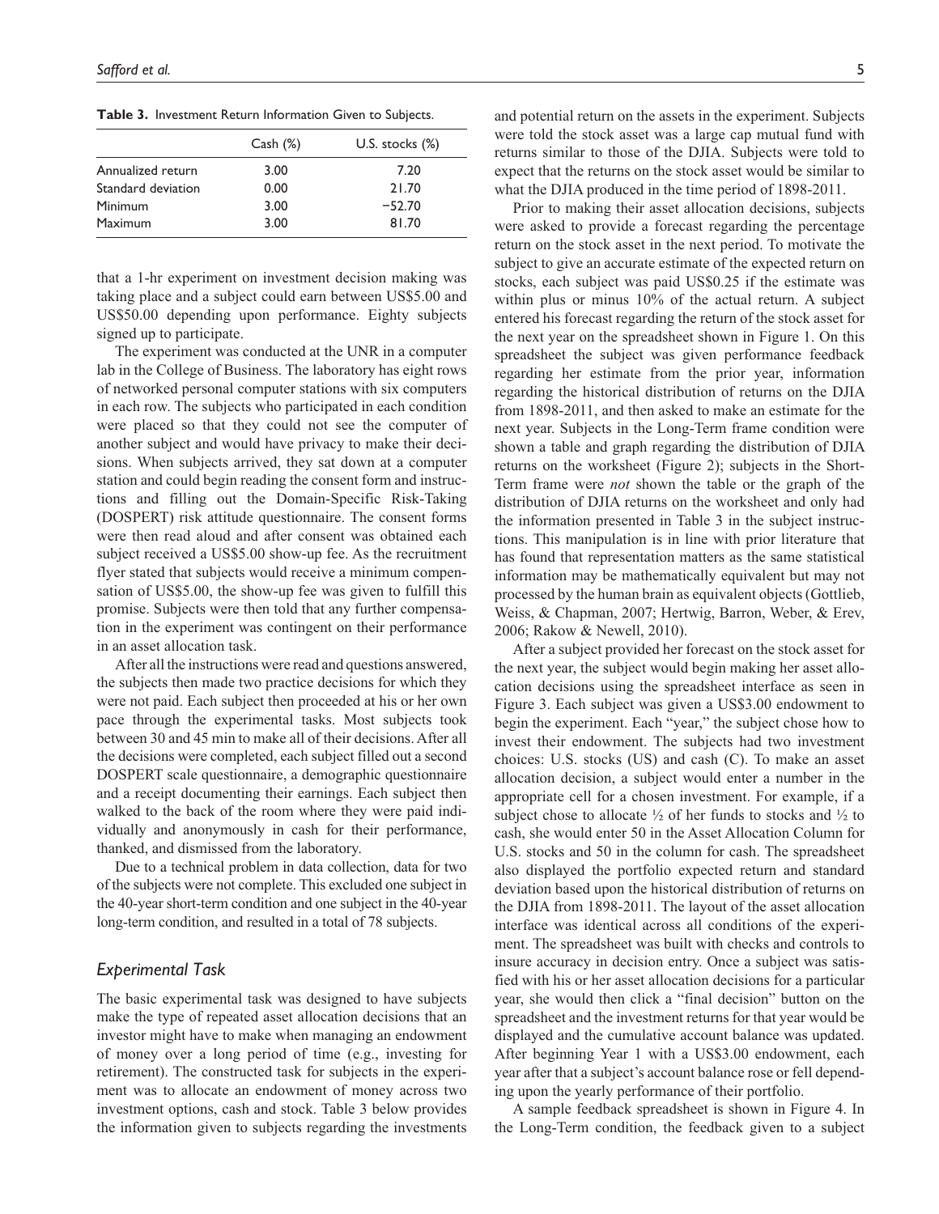**Table 3.** Investment Return Information Given to Subjects.

| | Cash (%) | U.S. stocks (%) |
|---|---|---|
| Annualized return | 3.00 | 7.20 |
| Standard deviation | 0.00 | 21.70 |
| Minimum | 3.00 | −52.70 |
| Maximum | 3.00 | 81.70 |

that a 1-hr experiment on investment decision making was taking place and a subject could earn between US$5.00 and US$50.00 depending upon performance. Eighty subjects signed up to participate.

The experiment was conducted at the UNR in a computer lab in the College of Business. The laboratory has eight rows of networked personal computer stations with six computers in each row. The subjects who participated in each condition were placed so that they could not see the computer of another subject and would have privacy to make their decisions. When subjects arrived, they sat down at a computer station and could begin reading the consent form and instructions and filling out the Domain-Specific Risk-Taking (DOSPERT) risk attitude questionnaire. The consent forms were then read aloud and after consent was obtained each subject received a US$5.00 show-up fee. As the recruitment flyer stated that subjects would receive a minimum compensation of US$5.00, the show-up fee was given to fulfill this promise. Subjects were then told that any further compensation in the experiment was contingent on their performance in an asset allocation task.

After all the instructions were read and questions answered, the subjects then made two practice decisions for which they were not paid. Each subject then proceeded at his or her own pace through the experimental tasks. Most subjects took between 30 and 45 min to make all of their decisions. After all the decisions were completed, each subject filled out a second DOSPERT scale questionnaire, a demographic questionnaire and a receipt documenting their earnings. Each subject then walked to the back of the room where they were paid individually and anonymously in cash for their performance, thanked, and dismissed from the laboratory.

Due to a technical problem in data collection, data for two of the subjects were not complete. This excluded one subject in the 40-year short-term condition and one subject in the 40-year long-term condition, and resulted in a total of 78 subjects.

## *Experimental Task*

The basic experimental task was designed to have subjects make the type of repeated asset allocation decisions that an investor might have to make when managing an endowment of money over a long period of time (e.g., investing for retirement). The constructed task for subjects in the experiment was to allocate an endowment of money across two investment options, cash and stock. Table 3 below provides the information given to subjects regarding the investments and potential return on the assets in the experiment. Subjects were told the stock asset was a large cap mutual fund with returns similar to those of the DJIA. Subjects were told to expect that the returns on the stock asset would be similar to what the DJIA produced in the time period of 1898-2011.

Prior to making their asset allocation decisions, subjects were asked to provide a forecast regarding the percentage return on the stock asset in the next period. To motivate the subject to give an accurate estimate of the expected return on stocks, each subject was paid US$0.25 if the estimate was within plus or minus 10% of the actual return. A subject entered his forecast regarding the return of the stock asset for the next year on the spreadsheet shown in Figure 1. On this spreadsheet the subject was given performance feedback regarding her estimate from the prior year, information regarding the historical distribution of returns on the DJIA from 1898-2011, and then asked to make an estimate for the next year. Subjects in the Long-Term frame condition were shown a table and graph regarding the distribution of DJIA returns on the worksheet (Figure 2); subjects in the Short-Term frame were *not* shown the table or the graph of the distribution of DJIA returns on the worksheet and only had the information presented in Table 3 in the subject instructions. This manipulation is in line with prior literature that has found that representation matters as the same statistical information may be mathematically equivalent but may not processed by the human brain as equivalent objects (Gottlieb, Weiss, & Chapman, 2007; Hertwig, Barron, Weber, & Erev, 2006; Rakow & Newell, 2010).

After a subject provided her forecast on the stock asset for the next year, the subject would begin making her asset allocation decisions using the spreadsheet interface as seen in Figure 3. Each subject was given a US$3.00 endowment to begin the experiment. Each "year," the subject chose how to invest their endowment. The subjects had two investment choices: U.S. stocks (US) and cash (C). To make an asset allocation decision, a subject would enter a number in the appropriate cell for a chosen investment. For example, if a subject chose to allocate ½ of her funds to stocks and ½ to cash, she would enter 50 in the Asset Allocation Column for U.S. stocks and 50 in the column for cash. The spreadsheet also displayed the portfolio expected return and standard deviation based upon the historical distribution of returns on the DJIA from 1898-2011. The layout of the asset allocation interface was identical across all conditions of the experiment. The spreadsheet was built with checks and controls to insure accuracy in decision entry. Once a subject was satisfied with his or her asset allocation decisions for a particular year, she would then click a "final decision" button on the spreadsheet and the investment returns for that year would be displayed and the cumulative account balance was updated. After beginning Year 1 with a US$3.00 endowment, each year after that a subject's account balance rose or fell depending upon the yearly performance of their portfolio.

A sample feedback spreadsheet is shown in Figure 4. In the Long-Term condition, the feedback given to a subject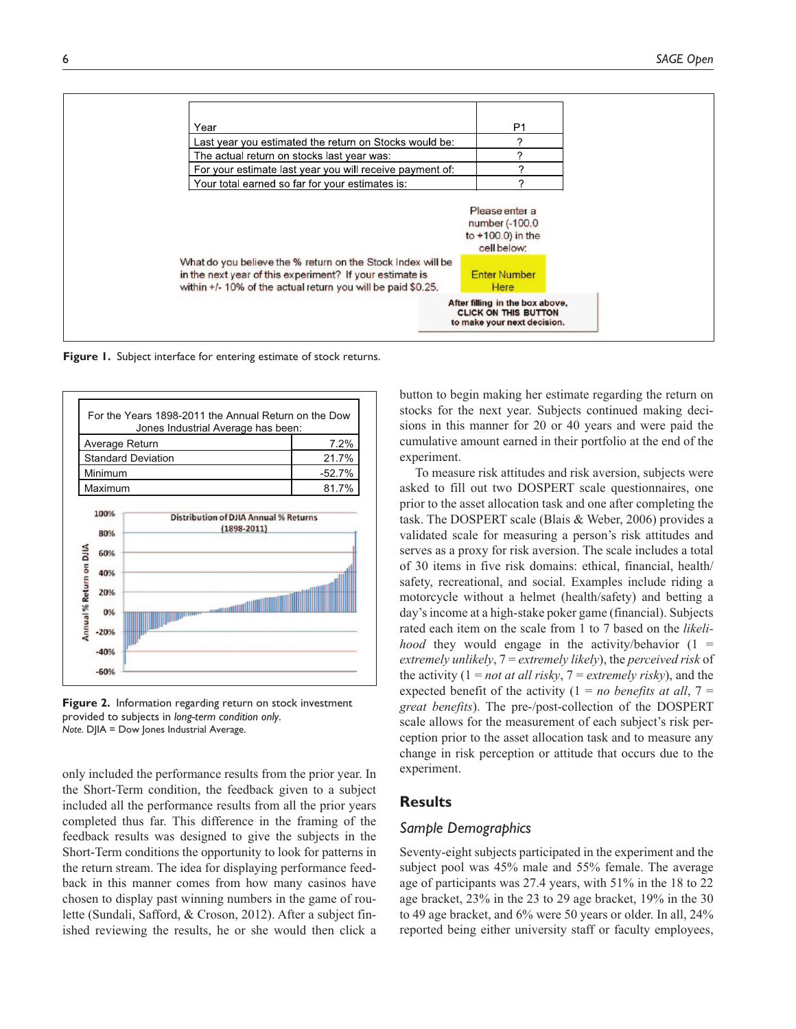| Year | P1 |
| --- | --- |
| Last year you estimated the return on Stocks would be: | ? |
| The actual return on stocks last year was: | ? |
| For your estimate last year you will receive payment of: | ? |
| Your total earned so far for your estimates is: | ? |

What do you believe the % return on the Stock Index will be in the next year of this experiment? If your estimate is within +/- 10% of the actual return you will be paid $0.25.

Please enter a number (-100.0 to +100.0) in the cell below:

Enter Number Here

After filling in the box above, CLICK ON THIS BUTTON to make your next decision.

**Figure 1.** Subject interface for entering estimate of stock returns.

| For the Years 1898-2011 the Annual Return on the Dow Jones Industrial Average has been: | |
| --- | --- |
| Average Return | 7.2% |
| Standard Deviation | 21.7% |
| Minimum | -52.7% |
| Maximum | 81.7% |

**Figure 2.** Information regarding return on stock investment provided to subjects in *long-term condition only*.
*Note.* DJIA = Dow Jones Industrial Average.

only included the performance results from the prior year. In the Short-Term condition, the feedback given to a subject included all the performance results from all the prior years completed thus far. This difference in the framing of the feedback results was designed to give the subjects in the Short-Term conditions the opportunity to look for patterns in the return stream. The idea for displaying performance feedback in this manner comes from how many casinos have chosen to display past winning numbers in the game of roulette (Sundali, Safford, & Croson, 2012). After a subject finished reviewing the results, he or she would then click a button to begin making her estimate regarding the return on stocks for the next year. Subjects continued making decisions in this manner for 20 or 40 years and were paid the cumulative amount earned in their portfolio at the end of the experiment.

To measure risk attitudes and risk aversion, subjects were asked to fill out two DOSPERT scale questionnaires, one prior to the asset allocation task and one after completing the task. The DOSPERT scale (Blais & Weber, 2006) provides a validated scale for measuring a person's risk attitudes and serves as a proxy for risk aversion. The scale includes a total of 30 items in five risk domains: ethical, financial, health/safety, recreational, and social. Examples include riding a motorcycle without a helmet (health/safety) and betting a day's income at a high-stake poker game (financial). Subjects rated each item on the scale from 1 to 7 based on the *likelihood* they would engage in the activity/behavior (1 = *extremely unlikely*, 7 = *extremely likely*), the *perceived risk* of the activity (1 = *not at all risky*, 7 = *extremely risky*), and the expected benefit of the activity (1 = *no benefits at all*, 7 = *great benefits*). The pre-/post-collection of the DOSPERT scale allows for the measurement of each subject's risk perception prior to the asset allocation task and to measure any change in risk perception or attitude that occurs due to the experiment.

## Results

### Sample Demographics

Seventy-eight subjects participated in the experiment and the subject pool was 45% male and 55% female. The average age of participants was 27.4 years, with 51% in the 18 to 22 age bracket, 23% in the 23 to 29 age bracket, 19% in the 30 to 49 age bracket, and 6% were 50 years or older. In all, 24% reported being either university staff or faculty employees,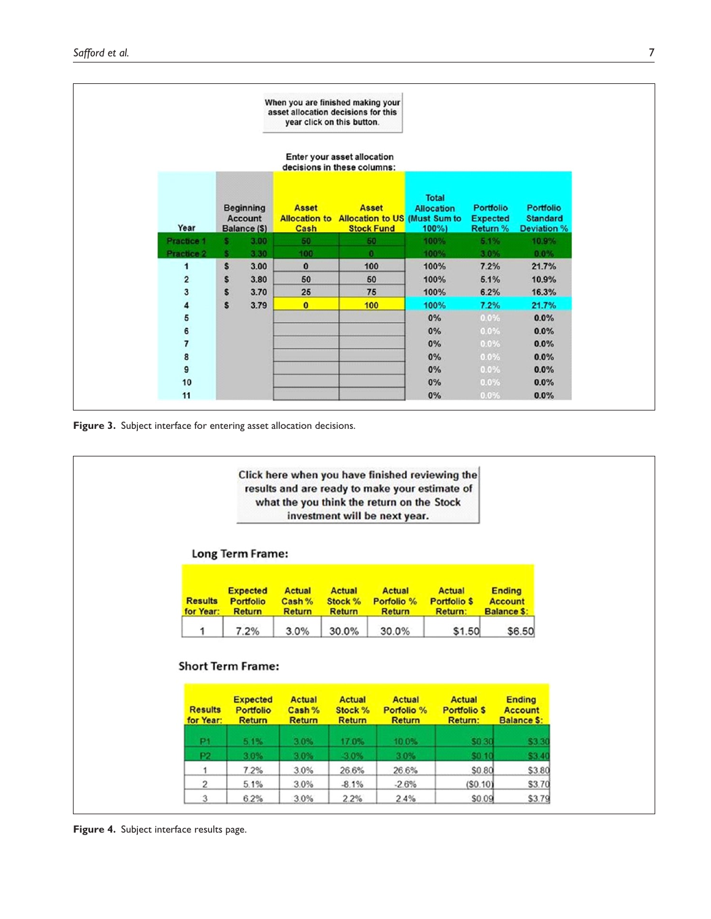When you are finished making your asset allocation decisions for this year click on this button.

Enter your asset allocation decisions in these columns:

| Year | Beginning Account Balance ($) | Asset Allocation to Cash | Asset Allocation to US Stock Fund | Total Allocation (Must Sum to 100%) | Portfolio Expected Return % | Portfolio Standard Deviation % |
|---|---|---|---|---|---|---|
| Practice 1 | $ 3.00 | 50 | 50 | 100% | 5.1% | 10.9% |
| Practice 2 | $ 3.30 | 100 | 0 | 100% | 3.0% | 0.0% |
| 1 | $ 3.00 | 0 | 100 | 100% | 7.2% | 21.7% |
| 2 | $ 3.80 | 50 | 50 | 100% | 5.1% | 10.9% |
| 3 | $ 3.70 | 25 | 75 | 100% | 6.2% | 16.3% |
| 4 | $ 3.79 | 0 | 100 | 100% | 7.2% | 21.7% |
| 5 | | | | 0% | 0.0% | 0.0% |
| 6 | | | | 0% | 0.0% | 0.0% |
| 7 | | | | 0% | 0.0% | 0.0% |
| 8 | | | | 0% | 0.0% | 0.0% |
| 9 | | | | 0% | 0.0% | 0.0% |
| 10 | | | | 0% | 0.0% | 0.0% |
| 11 | | | | 0% | 0.0% | 0.0% |

**Figure 3.** Subject interface for entering asset allocation decisions.

Click here when you have finished reviewing the results and are ready to make your estimate of what the you think the return on the Stock investment will be next year.

**Long Term Frame:**

| Results for Year: | Expected Portfolio Return | Actual Cash % Return | Actual Stock % Return | Actual Porfolio % Return | Actual Portfolio $ Return: | Ending Account Balance $: |
|---|---|---|---|---|---|---|
| 1 | 7.2% | 3.0% | 30.0% | 30.0% | $1.50 | $6.50 |

**Short Term Frame:**

| Results for Year: | Expected Portfolio Return | Actual Cash % Return | Actual Stock % Return | Actual Porfolio % Return | Actual Portfolio $ Return: | Ending Account Balance $: |
|---|---|---|---|---|---|---|
| P1 | 5.1% | 3.0% | 17.0% | 10.0% | $0.30 | $3.30 |
| P2 | 3.0% | 3.0% | -3.0% | 3.0% | $0.10 | $3.40 |
| 1 | 7.2% | 3.0% | 26.6% | 26.6% | $0.80 | $3.80 |
| 2 | 5.1% | 3.0% | -8.1% | -2.6% | ($0.10) | $3.70 |
| 3 | 6.2% | 3.0% | 2.2% | 2.4% | $0.09 | $3.79 |

**Figure 4.** Subject interface results page.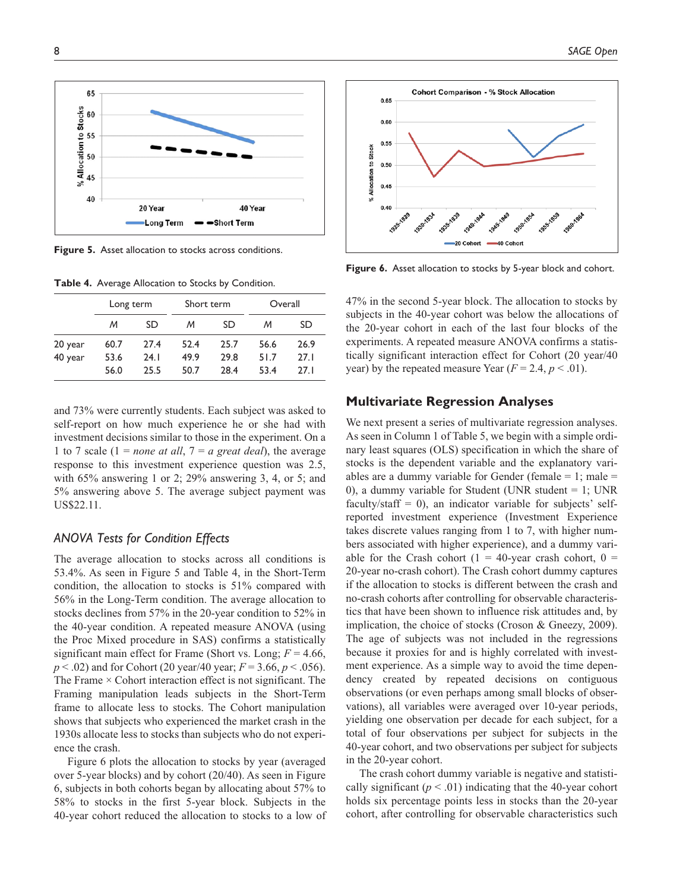Figure 5. Asset allocation to stocks across conditions.

Table 4. Average Allocation to Stocks by Condition.

| | Long term | | Short term | | Overall | |
|---|---|---|---|---|---|---|
| | *M* | SD | *M* | SD | *M* | SD |
| 20 year | 60.7 | 27.4 | 52.4 | 25.7 | 56.6 | 26.9 |
| 40 year | 53.6 | 24.1 | 49.9 | 29.8 | 51.7 | 27.1 |
| | 56.0 | 25.5 | 50.7 | 28.4 | 53.4 | 27.1 |

and 73% were currently students. Each subject was asked to self-report on how much experience he or she had with investment decisions similar to those in the experiment. On a 1 to 7 scale (1 = *none at all*, 7 = *a great deal*), the average response to this investment experience question was 2.5, with 65% answering 1 or 2; 29% answering 3, 4, or 5; and 5% answering above 5. The average subject payment was US$22.11.

## *ANOVA Tests for Condition Effects*

The average allocation to stocks across all conditions is 53.4%. As seen in Figure 5 and Table 4, in the Short-Term condition, the allocation to stocks is 51% compared with 56% in the Long-Term condition. The average allocation to stocks declines from 57% in the 20-year condition to 52% in the 40-year condition. A repeated measure ANOVA (using the Proc Mixed procedure in SAS) confirms a statistically significant main effect for Frame (Short vs. Long; $F = 4.66$, $p < .02$) and for Cohort (20 year/40 year; $F = 3.66$, $p < .056$). The Frame × Cohort interaction effect is not significant. The Framing manipulation leads subjects in the Short-Term frame to allocate less to stocks. The Cohort manipulation shows that subjects who experienced the market crash in the 1930s allocate less to stocks than subjects who do not experience the crash.

Figure 6 plots the allocation to stocks by year (averaged over 5-year blocks) and by cohort (20/40). As seen in Figure 6, subjects in both cohorts began by allocating about 57% to 58% to stocks in the first 5-year block. Subjects in the 40-year cohort reduced the allocation to stocks to a low of 47% in the second 5-year block. The allocation to stocks by subjects in the 40-year cohort was below the allocations of the 20-year cohort in each of the last four blocks of the experiments. A repeated measure ANOVA confirms a statistically significant interaction effect for Cohort (20 year/40 year) by the repeated measure Year ($F = 2.4$, $p < .01$).

Figure 6. Asset allocation to stocks by 5-year block and cohort.

## Multivariate Regression Analyses

We next present a series of multivariate regression analyses. As seen in Column 1 of Table 5, we begin with a simple ordinary least squares (OLS) specification in which the share of stocks is the dependent variable and the explanatory variables are a dummy variable for Gender (female = 1; male = 0), a dummy variable for Student (UNR student = 1; UNR faculty/staff = 0), an indicator variable for subjects' self-reported investment experience (Investment Experience takes discrete values ranging from 1 to 7, with higher numbers associated with higher experience), and a dummy variable for the Crash cohort (1 = 40-year crash cohort, 0 = 20-year no-crash cohort). The Crash cohort dummy captures if the allocation to stocks is different between the crash and no-crash cohorts after controlling for observable characteristics that have been shown to influence risk attitudes and, by implication, the choice of stocks (Croson & Gneezy, 2009). The age of subjects was not included in the regressions because it proxies for and is highly correlated with investment experience. As a simple way to avoid the time dependency created by repeated decisions on contiguous observations (or even perhaps among small blocks of observations), all variables were averaged over 10-year periods, yielding one observation per decade for each subject, for a total of four observations per subject for subjects in the 40-year cohort, and two observations per subject for subjects in the 20-year cohort.

The crash cohort dummy variable is negative and statistically significant ($p < .01$) indicating that the 40-year cohort holds six percentage points less in stocks than the 20-year cohort, after controlling for observable characteristics such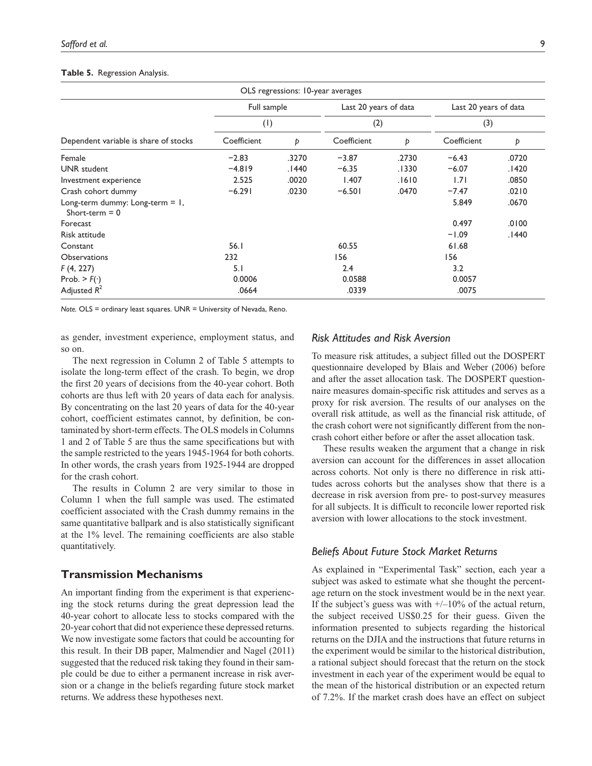**Table 5.** Regression Analysis.

| OLS regressions: 10-year averages | | | | | | |
|---|---|---|---|---|---|---|
| | Full sample | | Last 20 years of data | | Last 20 years of data | |
| | (1) | | (2) | | (3) | |
| Dependent variable is share of stocks | Coefficient | p | Coefficient | p | Coefficient | p |
| Female | −2.83 | .3270 | −3.87 | .2730 | −6.43 | .0720 |
| UNR student | −4.819 | .1440 | −6.35 | .1330 | −6.07 | .1420 |
| Investment experience | 2.525 | .0020 | 1.407 | .1610 | 1.71 | .0850 |
| Crash cohort dummy | −6.291 | .0230 | −6.501 | .0470 | −7.47 | .0210 |
| Long-term dummy: Long-term = 1, Short-term = 0 | | | | | 5.849 | .0670 |
| Forecast | | | | | 0.497 | .0100 |
| Risk attitude | | | | | −1.09 | .1440 |
| Constant | 56.1 | | 60.55 | | 61.68 | |
| Observations | 232 | | 156 | | 156 | |
| $F$ (4, 227) | 5.1 | | 2.4 | | 3.2 | |
| Prob. > $F(\cdot)$ | 0.0006 | | 0.0588 | | 0.0057 | |
| Adjusted $R^2$ | .0664 | | .0339 | | .0075 | |

*Note.* OLS = ordinary least squares. UNR = University of Nevada, Reno.

as gender, investment experience, employment status, and so on.

The next regression in Column 2 of Table 5 attempts to isolate the long-term effect of the crash. To begin, we drop the first 20 years of decisions from the 40-year cohort. Both cohorts are thus left with 20 years of data each for analysis. By concentrating on the last 20 years of data for the 40-year cohort, coefficient estimates cannot, by definition, be contaminated by short-term effects. The OLS models in Columns 1 and 2 of Table 5 are thus the same specifications but with the sample restricted to the years 1945-1964 for both cohorts. In other words, the crash years from 1925-1944 are dropped for the crash cohort.

The results in Column 2 are very similar to those in Column 1 when the full sample was used. The estimated coefficient associated with the Crash dummy remains in the same quantitative ballpark and is also statistically significant at the 1% level. The remaining coefficients are also stable quantitatively.

## Transmission Mechanisms

An important finding from the experiment is that experiencing the stock returns during the great depression lead the 40-year cohort to allocate less to stocks compared with the 20-year cohort that did not experience these depressed returns. We now investigate some factors that could be accounting for this result. In their DB paper, Malmendier and Nagel (2011) suggested that the reduced risk taking they found in their sample could be due to either a permanent increase in risk aversion or a change in the beliefs regarding future stock market returns. We address these hypotheses next.

### *Risk Attitudes and Risk Aversion*

To measure risk attitudes, a subject filled out the DOSPERT questionnaire developed by Blais and Weber (2006) before and after the asset allocation task. The DOSPERT questionnaire measures domain-specific risk attitudes and serves as a proxy for risk aversion. The results of our analyses on the overall risk attitude, as well as the financial risk attitude, of the crash cohort were not significantly different from the non-crash cohort either before or after the asset allocation task.

These results weaken the argument that a change in risk aversion can account for the differences in asset allocation across cohorts. Not only is there no difference in risk attitudes across cohorts but the analyses show that there is a decrease in risk aversion from pre- to post-survey measures for all subjects. It is difficult to reconcile lower reported risk aversion with lower allocations to the stock investment.

### *Beliefs About Future Stock Market Returns*

As explained in "Experimental Task" section, each year a subject was asked to estimate what she thought the percentage return on the stock investment would be in the next year. If the subject's guess was with +/–10% of the actual return, the subject received US$0.25 for their guess. Given the information presented to subjects regarding the historical returns on the DJIA and the instructions that future returns in the experiment would be similar to the historical distribution, a rational subject should forecast that the return on the stock investment in each year of the experiment would be equal to the mean of the historical distribution or an expected return of 7.2%. If the market crash does have an effect on subject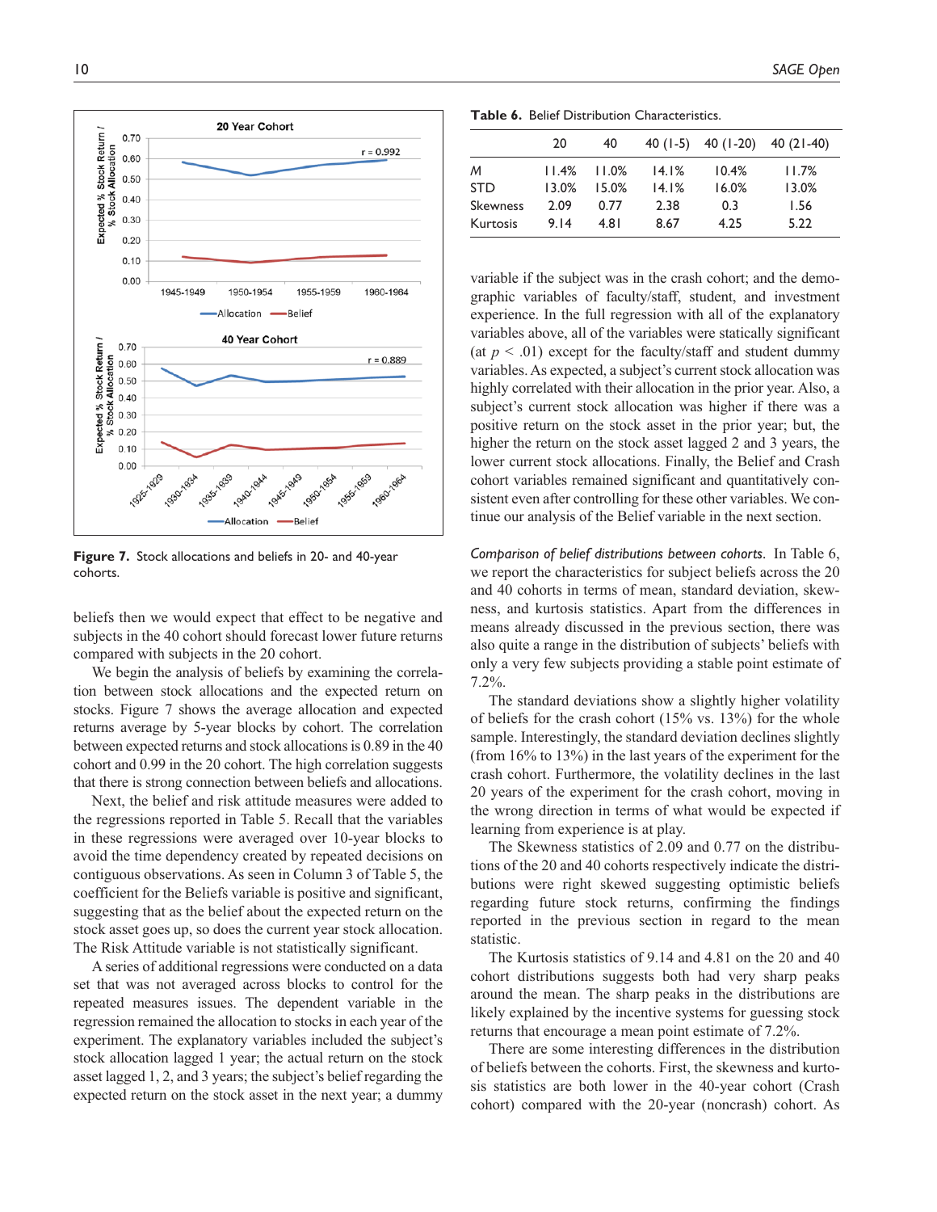Figure 7. Stock allocations and beliefs in 20- and 40-year cohorts.

beliefs then we would expect that effect to be negative and subjects in the 40 cohort should forecast lower future returns compared with subjects in the 20 cohort.

We begin the analysis of beliefs by examining the correlation between stock allocations and the expected return on stocks. Figure 7 shows the average allocation and expected returns average by 5-year blocks by cohort. The correlation between expected returns and stock allocations is 0.89 in the 40 cohort and 0.99 in the 20 cohort. The high correlation suggests that there is strong connection between beliefs and allocations.

Next, the belief and risk attitude measures were added to the regressions reported in Table 5. Recall that the variables in these regressions were averaged over 10-year blocks to avoid the time dependency created by repeated decisions on contiguous observations. As seen in Column 3 of Table 5, the coefficient for the Beliefs variable is positive and significant, suggesting that as the belief about the expected return on the stock asset goes up, so does the current year stock allocation. The Risk Attitude variable is not statistically significant.

A series of additional regressions were conducted on a data set that was not averaged across blocks to control for the repeated measures issues. The dependent variable in the regression remained the allocation to stocks in each year of the experiment. The explanatory variables included the subject's stock allocation lagged 1 year; the actual return on the stock asset lagged 1, 2, and 3 years; the subject's belief regarding the expected return on the stock asset in the next year; a dummy variable if the subject was in the crash cohort; and the demographic variables of faculty/staff, student, and investment experience. In the full regression with all of the explanatory variables above, all of the variables were statically significant (at $p < .01$) except for the faculty/staff and student dummy variables. As expected, a subject's current stock allocation was highly correlated with their allocation in the prior year. Also, a subject's current stock allocation was higher if there was a positive return on the stock asset in the prior year; but, the higher the return on the stock asset lagged 2 and 3 years, the lower current stock allocations. Finally, the Belief and Crash cohort variables remained significant and quantitatively consistent even after controlling for these other variables. We continue our analysis of the Belief variable in the next section.

**Table 6.** Belief Distribution Characteristics.

| | 20 | 40 | 40 (1-5) | 40 (1-20) | 40 (21-40) |
|---|---|---|---|---|---|
| *M* | 11.4% | 11.0% | 14.1% | 10.4% | 11.7% |
| STD | 13.0% | 15.0% | 14.1% | 16.0% | 13.0% |
| Skewness | 2.09 | 0.77 | 2.38 | 0.3 | 1.56 |
| Kurtosis | 9.14 | 4.81 | 8.67 | 4.25 | 5.22 |

*Comparison of belief distributions between cohorts.* In Table 6, we report the characteristics for subject beliefs across the 20 and 40 cohorts in terms of mean, standard deviation, skewness, and kurtosis statistics. Apart from the differences in means already discussed in the previous section, there was also quite a range in the distribution of subjects' beliefs with only a very few subjects providing a stable point estimate of 7.2%.

The standard deviations show a slightly higher volatility of beliefs for the crash cohort (15% vs. 13%) for the whole sample. Interestingly, the standard deviation declines slightly (from 16% to 13%) in the last years of the experiment for the crash cohort. Furthermore, the volatility declines in the last 20 years of the experiment for the crash cohort, moving in the wrong direction in terms of what would be expected if learning from experience is at play.

The Skewness statistics of 2.09 and 0.77 on the distributions of the 20 and 40 cohorts respectively indicate the distributions were right skewed suggesting optimistic beliefs regarding future stock returns, confirming the findings reported in the previous section in regard to the mean statistic.

The Kurtosis statistics of 9.14 and 4.81 on the 20 and 40 cohort distributions suggests both had very sharp peaks around the mean. The sharp peaks in the distributions are likely explained by the incentive systems for guessing stock returns that encourage a mean point estimate of 7.2%.

There are some interesting differences in the distribution of beliefs between the cohorts. First, the skewness and kurtosis statistics are both lower in the 40-year cohort (Crash cohort) compared with the 20-year (noncrash) cohort. As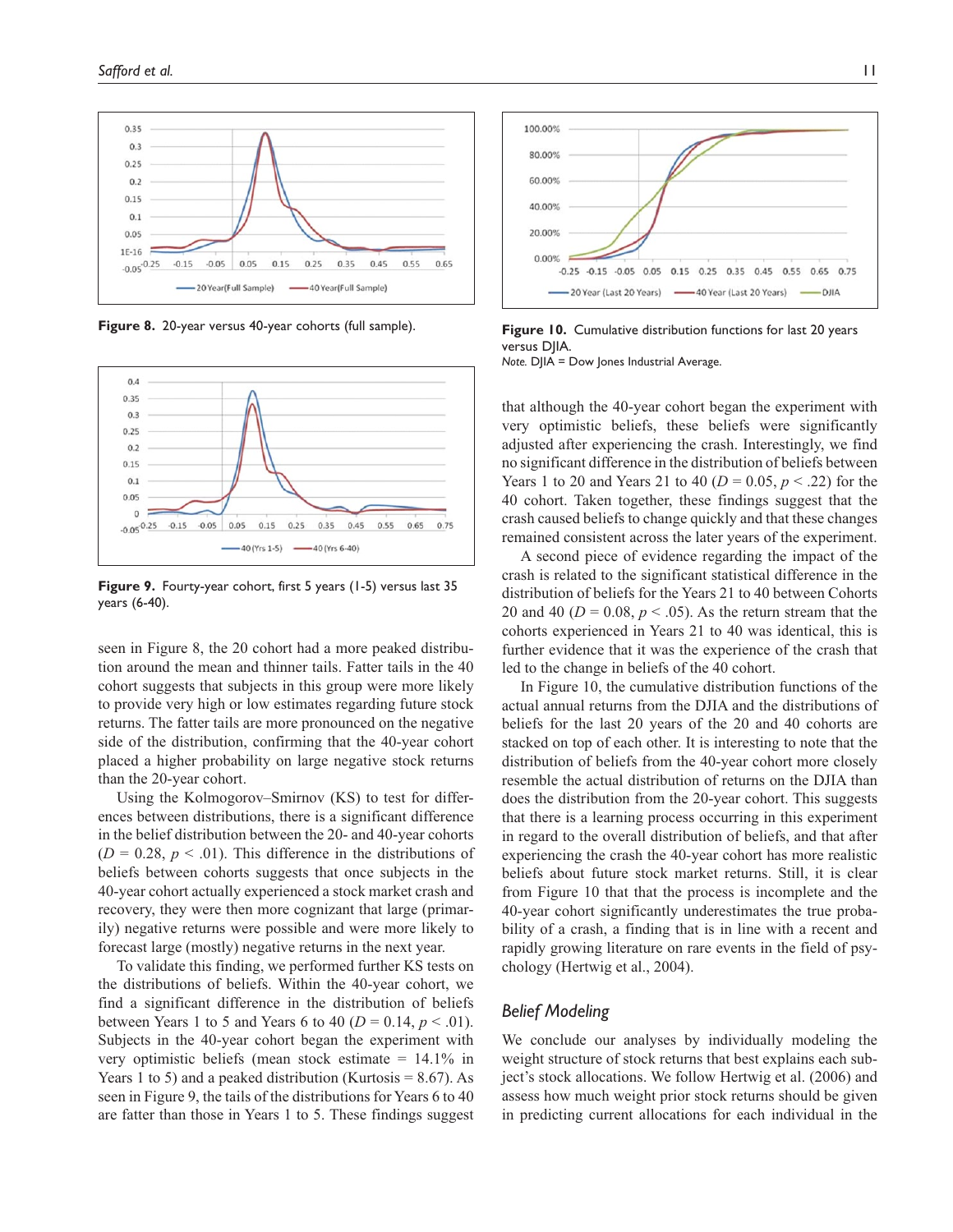Figure 8. 20-year versus 40-year cohorts (full sample).

Figure 9. Fourty-year cohort, first 5 years (1-5) versus last 35 years (6-40).

seen in Figure 8, the 20 cohort had a more peaked distribution around the mean and thinner tails. Fatter tails in the 40 cohort suggests that subjects in this group were more likely to provide very high or low estimates regarding future stock returns. The fatter tails are more pronounced on the negative side of the distribution, confirming that the 40-year cohort placed a higher probability on large negative stock returns than the 20-year cohort.

Using the Kolmogorov–Smirnov (KS) to test for differences between distributions, there is a significant difference in the belief distribution between the 20- and 40-year cohorts ($D = 0.28$, $p < .01$). This difference in the distributions of beliefs between cohorts suggests that once subjects in the 40-year cohort actually experienced a stock market crash and recovery, they were then more cognizant that large (primarily) negative returns were possible and were more likely to forecast large (mostly) negative returns in the next year.

To validate this finding, we performed further KS tests on the distributions of beliefs. Within the 40-year cohort, we find a significant difference in the distribution of beliefs between Years 1 to 5 and Years 6 to 40 ($D = 0.14$, $p < .01$). Subjects in the 40-year cohort began the experiment with very optimistic beliefs (mean stock estimate = 14.1% in Years 1 to 5) and a peaked distribution (Kurtosis = 8.67). As seen in Figure 9, the tails of the distributions for Years 6 to 40 are fatter than those in Years 1 to 5. These findings suggest that although the 40-year cohort began the experiment with very optimistic beliefs, these beliefs were significantly adjusted after experiencing the crash. Interestingly, we find no significant difference in the distribution of beliefs between Years 1 to 20 and Years 21 to 40 ($D = 0.05$, $p < .22$) for the 40 cohort. Taken together, these findings suggest that the crash caused beliefs to change quickly and that these changes remained consistent across the later years of the experiment.

Figure 10. Cumulative distribution functions for last 20 years versus DJIA.
*Note.* DJIA = Dow Jones Industrial Average.

A second piece of evidence regarding the impact of the crash is related to the significant statistical difference in the distribution of beliefs for the Years 21 to 40 between Cohorts 20 and 40 ($D = 0.08$, $p < .05$). As the return stream that the cohorts experienced in Years 21 to 40 was identical, this is further evidence that it was the experience of the crash that led to the change in beliefs of the 40 cohort.

In Figure 10, the cumulative distribution functions of the actual annual returns from the DJIA and the distributions of beliefs for the last 20 years of the 20 and 40 cohorts are stacked on top of each other. It is interesting to note that the distribution of beliefs from the 40-year cohort more closely resemble the actual distribution of returns on the DJIA than does the distribution from the 20-year cohort. This suggests that there is a learning process occurring in this experiment in regard to the overall distribution of beliefs, and that after experiencing the crash the 40-year cohort has more realistic beliefs about future stock market returns. Still, it is clear from Figure 10 that that the process is incomplete and the 40-year cohort significantly underestimates the true probability of a crash, a finding that is in line with a recent and rapidly growing literature on rare events in the field of psychology (Hertwig et al., 2004).

## *Belief Modeling*

We conclude our analyses by individually modeling the weight structure of stock returns that best explains each subject's stock allocations. We follow Hertwig et al. (2006) and assess how much weight prior stock returns should be given in predicting current allocations for each individual in the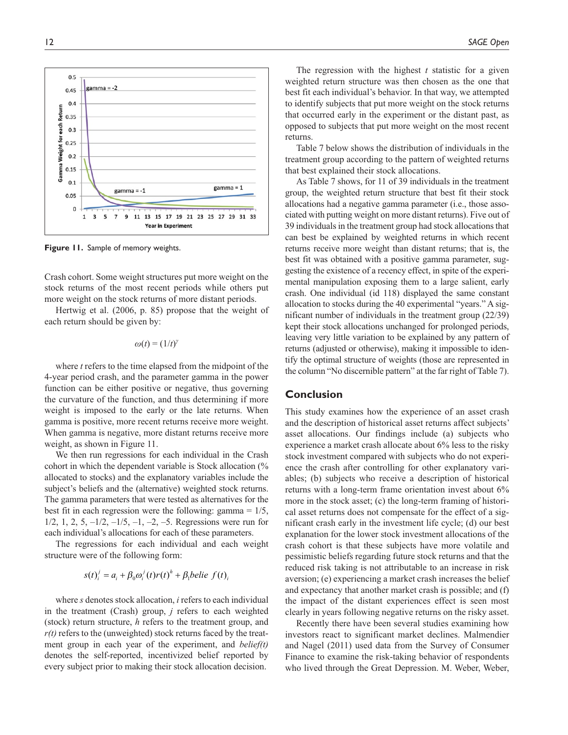**Figure 11.** Sample of memory weights.

Crash cohort. Some weight structures put more weight on the stock returns of the most recent periods while others put more weight on the stock returns of more distant periods.

Hertwig et al. (2006, p. 85) propose that the weight of each return should be given by:

$$\omega(t) = (1/t)^{\gamma}$$

where $t$ refers to the time elapsed from the midpoint of the 4-year period crash, and the parameter gamma in the power function can be either positive or negative, thus governing the curvature of the function, and thus determining if more weight is imposed to the early or the late returns. When gamma is positive, more recent returns receive more weight. When gamma is negative, more distant returns receive more weight, as shown in Figure 11.

We then run regressions for each individual in the Crash cohort in which the dependent variable is Stock allocation (% allocated to stocks) and the explanatory variables include the subject's beliefs and the (alternative) weighted stock returns. The gamma parameters that were tested as alternatives for the best fit in each regression were the following: gamma = 1/5, 1/2, 1, 2, 5, –1/2, –1/5, –1, –2, –5. Regressions were run for each individual's allocations for each of these parameters.

The regressions for each individual and each weight structure were of the following form:

$$s(t)_i^j = a_i + \beta_0 \omega_i^j(t) r(t)^h + \beta_1 belief(t)_i$$

where $s$ denotes stock allocation, $i$ refers to each individual in the treatment (Crash) group, $j$ refers to each weighted (stock) return structure, $h$ refers to the treatment group, and $r(t)$ refers to the (unweighted) stock returns faced by the treatment group in each year of the experiment, and $belief(t)$ denotes the self-reported, incentivized belief reported by every subject prior to making their stock allocation decision.

The regression with the highest $t$ statistic for a given weighted return structure was then chosen as the one that best fit each individual's behavior. In that way, we attempted to identify subjects that put more weight on the stock returns that occurred early in the experiment or the distant past, as opposed to subjects that put more weight on the most recent returns.

Table 7 below shows the distribution of individuals in the treatment group according to the pattern of weighted returns that best explained their stock allocations.

As Table 7 shows, for 11 of 39 individuals in the treatment group, the weighted return structure that best fit their stock allocations had a negative gamma parameter (i.e., those associated with putting weight on more distant returns). Five out of 39 individuals in the treatment group had stock allocations that can best be explained by weighted returns in which recent returns receive more weight than distant returns; that is, the best fit was obtained with a positive gamma parameter, suggesting the existence of a recency effect, in spite of the experimental manipulation exposing them to a large salient, early crash. One individual (id 118) displayed the same constant allocation to stocks during the 40 experimental "years." A significant number of individuals in the treatment group (22/39) kept their stock allocations unchanged for prolonged periods, leaving very little variation to be explained by any pattern of returns (adjusted or otherwise), making it impossible to identify the optimal structure of weights (those are represented in the column "No discernible pattern" at the far right of Table 7).

## Conclusion

This study examines how the experience of an asset crash and the description of historical asset returns affect subjects' asset allocations. Our findings include (a) subjects who experience a market crash allocate about 6% less to the risky stock investment compared with subjects who do not experience the crash after controlling for other explanatory variables; (b) subjects who receive a description of historical returns with a long-term frame orientation invest about 6% more in the stock asset; (c) the long-term framing of historical asset returns does not compensate for the effect of a significant crash early in the investment life cycle; (d) our best explanation for the lower stock investment allocations of the crash cohort is that these subjects have more volatile and pessimistic beliefs regarding future stock returns and that the reduced risk taking is not attributable to an increase in risk aversion; (e) experiencing a market crash increases the belief and expectancy that another market crash is possible; and (f) the impact of the distant experiences effect is seen most clearly in years following negative returns on the risky asset.

Recently there have been several studies examining how investors react to significant market declines. Malmendier and Nagel (2011) used data from the Survey of Consumer Finance to examine the risk-taking behavior of respondents who lived through the Great Depression. M. Weber, Weber,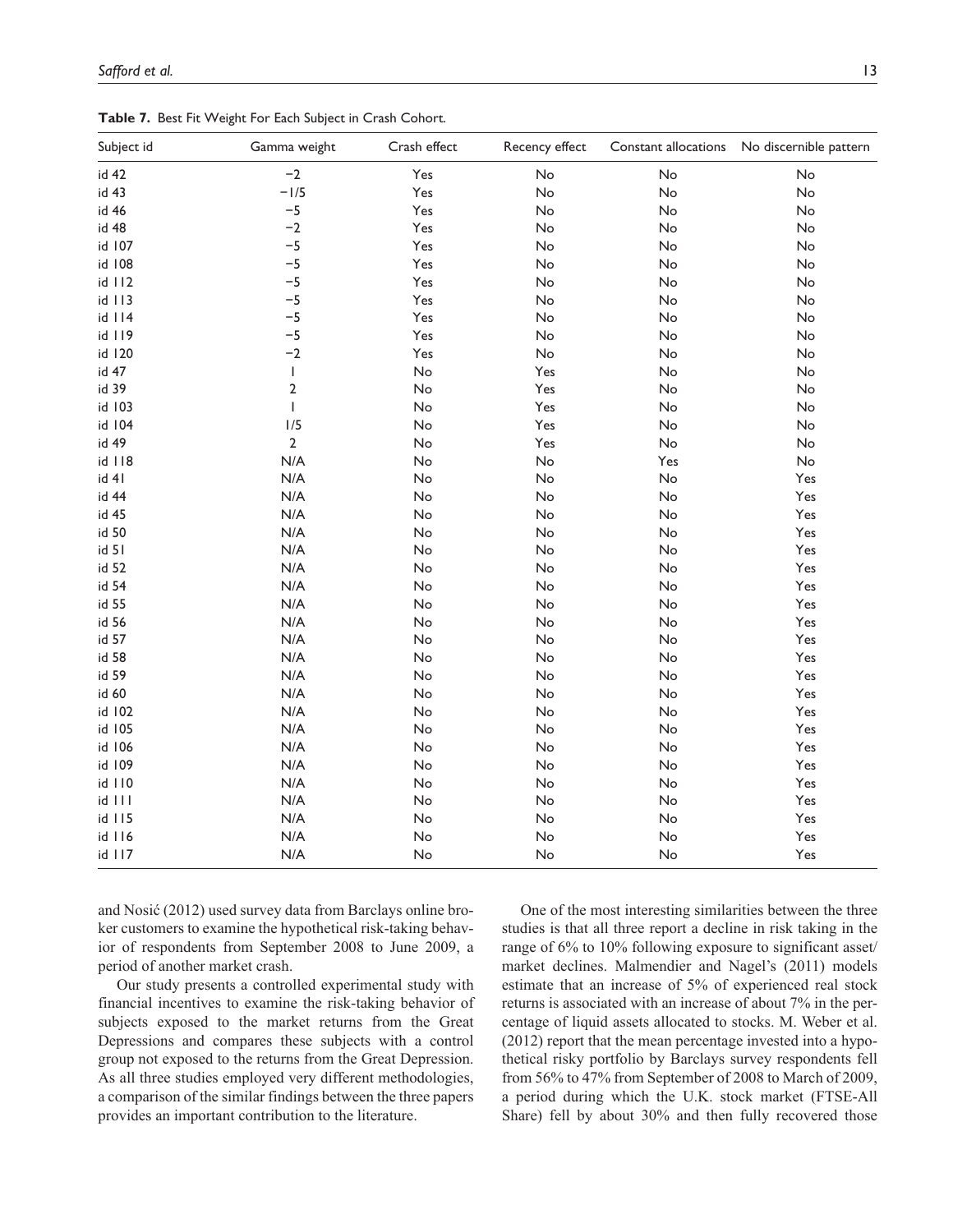**Table 7.** Best Fit Weight For Each Subject in Crash Cohort.

| Subject id | Gamma weight | Crash effect | Recency effect | Constant allocations | No discernible pattern |
|---|---|---|---|---|---|
| id 42 | −2 | Yes | No | No | No |
| id 43 | −1/5 | Yes | No | No | No |
| id 46 | −5 | Yes | No | No | No |
| id 48 | −2 | Yes | No | No | No |
| id 107 | −5 | Yes | No | No | No |
| id 108 | −5 | Yes | No | No | No |
| id 112 | −5 | Yes | No | No | No |
| id 113 | −5 | Yes | No | No | No |
| id 114 | −5 | Yes | No | No | No |
| id 119 | −5 | Yes | No | No | No |
| id 120 | −2 | Yes | No | No | No |
| id 47 | 1 | No | Yes | No | No |
| id 39 | 2 | No | Yes | No | No |
| id 103 | 1 | No | Yes | No | No |
| id 104 | 1/5 | No | Yes | No | No |
| id 49 | 2 | No | Yes | No | No |
| id 118 | N/A | No | No | Yes | No |
| id 41 | N/A | No | No | No | Yes |
| id 44 | N/A | No | No | No | Yes |
| id 45 | N/A | No | No | No | Yes |
| id 50 | N/A | No | No | No | Yes |
| id 51 | N/A | No | No | No | Yes |
| id 52 | N/A | No | No | No | Yes |
| id 54 | N/A | No | No | No | Yes |
| id 55 | N/A | No | No | No | Yes |
| id 56 | N/A | No | No | No | Yes |
| id 57 | N/A | No | No | No | Yes |
| id 58 | N/A | No | No | No | Yes |
| id 59 | N/A | No | No | No | Yes |
| id 60 | N/A | No | No | No | Yes |
| id 102 | N/A | No | No | No | Yes |
| id 105 | N/A | No | No | No | Yes |
| id 106 | N/A | No | No | No | Yes |
| id 109 | N/A | No | No | No | Yes |
| id 110 | N/A | No | No | No | Yes |
| id 111 | N/A | No | No | No | Yes |
| id 115 | N/A | No | No | No | Yes |
| id 116 | N/A | No | No | No | Yes |
| id 117 | N/A | No | No | No | Yes |

and Nosić (2012) used survey data from Barclays online broker customers to examine the hypothetical risk-taking behavior of respondents from September 2008 to June 2009, a period of another market crash.

Our study presents a controlled experimental study with financial incentives to examine the risk-taking behavior of subjects exposed to the market returns from the Great Depressions and compares these subjects with a control group not exposed to the returns from the Great Depression. As all three studies employed very different methodologies, a comparison of the similar findings between the three papers provides an important contribution to the literature.

One of the most interesting similarities between the three studies is that all three report a decline in risk taking in the range of 6% to 10% following exposure to significant asset/market declines. Malmendier and Nagel's (2011) models estimate that an increase of 5% of experienced real stock returns is associated with an increase of about 7% in the percentage of liquid assets allocated to stocks. M. Weber et al. (2012) report that the mean percentage invested into a hypothetical risky portfolio by Barclays survey respondents fell from 56% to 47% from September of 2008 to March of 2009, a period during which the U.K. stock market (FTSE-All Share) fell by about 30% and then fully recovered those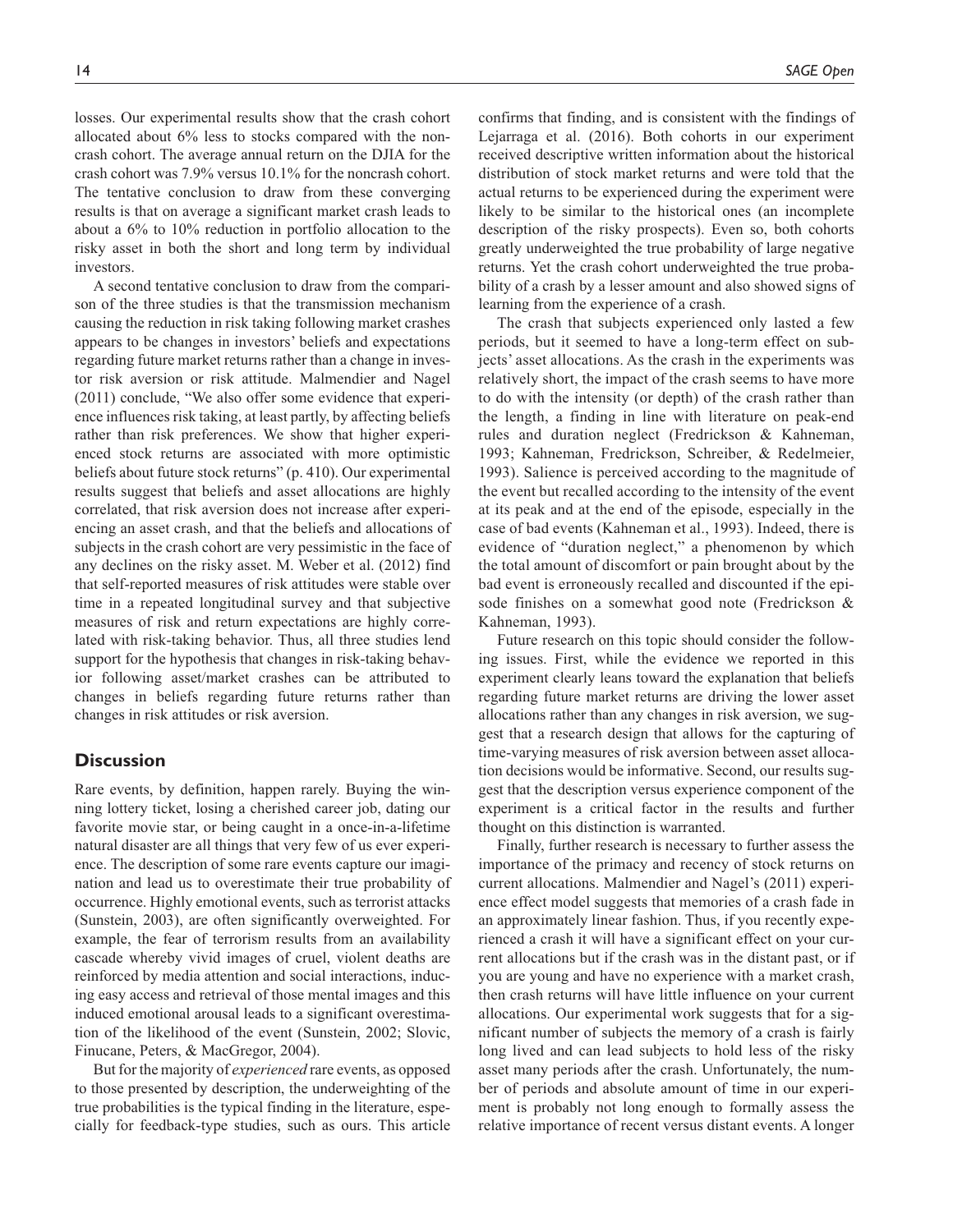losses. Our experimental results show that the crash cohort allocated about 6% less to stocks compared with the noncrash cohort. The average annual return on the DJIA for the crash cohort was 7.9% versus 10.1% for the noncrash cohort. The tentative conclusion to draw from these converging results is that on average a significant market crash leads to about a 6% to 10% reduction in portfolio allocation to the risky asset in both the short and long term by individual investors.

A second tentative conclusion to draw from the comparison of the three studies is that the transmission mechanism causing the reduction in risk taking following market crashes appears to be changes in investors' beliefs and expectations regarding future market returns rather than a change in investor risk aversion or risk attitude. Malmendier and Nagel (2011) conclude, "We also offer some evidence that experience influences risk taking, at least partly, by affecting beliefs rather than risk preferences. We show that higher experienced stock returns are associated with more optimistic beliefs about future stock returns" (p. 410). Our experimental results suggest that beliefs and asset allocations are highly correlated, that risk aversion does not increase after experiencing an asset crash, and that the beliefs and allocations of subjects in the crash cohort are very pessimistic in the face of any declines on the risky asset. M. Weber et al. (2012) find that self-reported measures of risk attitudes were stable over time in a repeated longitudinal survey and that subjective measures of risk and return expectations are highly correlated with risk-taking behavior. Thus, all three studies lend support for the hypothesis that changes in risk-taking behavior following asset/market crashes can be attributed to changes in beliefs regarding future returns rather than changes in risk attitudes or risk aversion.

## Discussion

Rare events, by definition, happen rarely. Buying the winning lottery ticket, losing a cherished career job, dating our favorite movie star, or being caught in a once-in-a-lifetime natural disaster are all things that very few of us ever experience. The description of some rare events capture our imagination and lead us to overestimate their true probability of occurrence. Highly emotional events, such as terrorist attacks (Sunstein, 2003), are often significantly overweighted. For example, the fear of terrorism results from an availability cascade whereby vivid images of cruel, violent deaths are reinforced by media attention and social interactions, inducing easy access and retrieval of those mental images and this induced emotional arousal leads to a significant overestimation of the likelihood of the event (Sunstein, 2002; Slovic, Finucane, Peters, & MacGregor, 2004).

But for the majority of *experienced* rare events, as opposed to those presented by description, the underweighting of the true probabilities is the typical finding in the literature, especially for feedback-type studies, such as ours. This article confirms that finding, and is consistent with the findings of Lejarraga et al. (2016). Both cohorts in our experiment received descriptive written information about the historical distribution of stock market returns and were told that the actual returns to be experienced during the experiment were likely to be similar to the historical ones (an incomplete description of the risky prospects). Even so, both cohorts greatly underweighted the true probability of large negative returns. Yet the crash cohort underweighted the true probability of a crash by a lesser amount and also showed signs of learning from the experience of a crash.

The crash that subjects experienced only lasted a few periods, but it seemed to have a long-term effect on subjects' asset allocations. As the crash in the experiments was relatively short, the impact of the crash seems to have more to do with the intensity (or depth) of the crash rather than the length, a finding in line with literature on peak-end rules and duration neglect (Fredrickson & Kahneman, 1993; Kahneman, Fredrickson, Schreiber, & Redelmeier, 1993). Salience is perceived according to the magnitude of the event but recalled according to the intensity of the event at its peak and at the end of the episode, especially in the case of bad events (Kahneman et al., 1993). Indeed, there is evidence of "duration neglect," a phenomenon by which the total amount of discomfort or pain brought about by the bad event is erroneously recalled and discounted if the episode finishes on a somewhat good note (Fredrickson & Kahneman, 1993).

Future research on this topic should consider the following issues. First, while the evidence we reported in this experiment clearly leans toward the explanation that beliefs regarding future market returns are driving the lower asset allocations rather than any changes in risk aversion, we suggest that a research design that allows for the capturing of time-varying measures of risk aversion between asset allocation decisions would be informative. Second, our results suggest that the description versus experience component of the experiment is a critical factor in the results and further thought on this distinction is warranted.

Finally, further research is necessary to further assess the importance of the primacy and recency of stock returns on current allocations. Malmendier and Nagel's (2011) experience effect model suggests that memories of a crash fade in an approximately linear fashion. Thus, if you recently experienced a crash it will have a significant effect on your current allocations but if the crash was in the distant past, or if you are young and have no experience with a market crash, then crash returns will have little influence on your current allocations. Our experimental work suggests that for a significant number of subjects the memory of a crash is fairly long lived and can lead subjects to hold less of the risky asset many periods after the crash. Unfortunately, the number of periods and absolute amount of time in our experiment is probably not long enough to formally assess the relative importance of recent versus distant events. A longer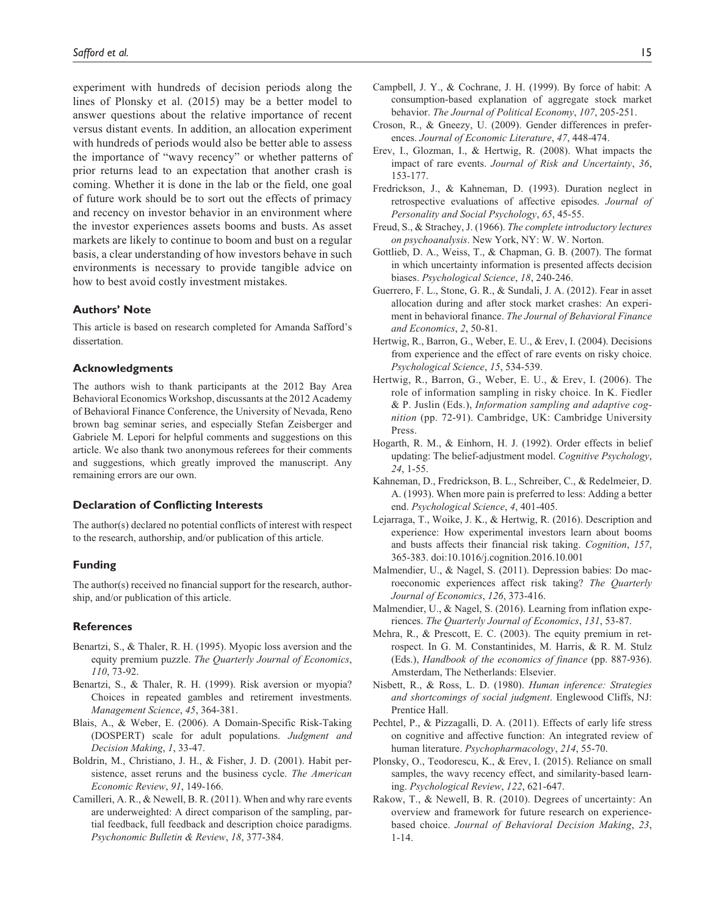experiment with hundreds of decision periods along the lines of Plonsky et al. (2015) may be a better model to answer questions about the relative importance of recent versus distant events. In addition, an allocation experiment with hundreds of periods would also be better able to assess the importance of "wavy recency" or whether patterns of prior returns lead to an expectation that another crash is coming. Whether it is done in the lab or the field, one goal of future work should be to sort out the effects of primacy and recency on investor behavior in an environment where the investor experiences assets booms and busts. As asset markets are likely to continue to boom and bust on a regular basis, a clear understanding of how investors behave in such environments is necessary to provide tangible advice on how to best avoid costly investment mistakes.

### Authors' Note

This article is based on research completed for Amanda Safford's dissertation.

### Acknowledgments

The authors wish to thank participants at the 2012 Bay Area Behavioral Economics Workshop, discussants at the 2012 Academy of Behavioral Finance Conference, the University of Nevada, Reno brown bag seminar series, and especially Stefan Zeisberger and Gabriele M. Lepori for helpful comments and suggestions on this article. We also thank two anonymous referees for their comments and suggestions, which greatly improved the manuscript. Any remaining errors are our own.

### Declaration of Conflicting Interests

The author(s) declared no potential conflicts of interest with respect to the research, authorship, and/or publication of this article.

### Funding

The author(s) received no financial support for the research, authorship, and/or publication of this article.

### References

Benartzi, S., & Thaler, R. H. (1995). Myopic loss aversion and the equity premium puzzle. *The Quarterly Journal of Economics*, *110*, 73-92.

Benartzi, S., & Thaler, R. H. (1999). Risk aversion or myopia? Choices in repeated gambles and retirement investments. *Management Science*, *45*, 364-381.

Blais, A., & Weber, E. (2006). A Domain-Specific Risk-Taking (DOSPERT) scale for adult populations. *Judgment and Decision Making*, *1*, 33-47.

Boldrin, M., Christiano, J. H., & Fisher, J. D. (2001). Habit persistence, asset reruns and the business cycle. *The American Economic Review*, *91*, 149-166.

Camilleri, A. R., & Newell, B. R. (2011). When and why rare events are underweighted: A direct comparison of the sampling, partial feedback, full feedback and description choice paradigms. *Psychonomic Bulletin & Review*, *18*, 377-384.

Campbell, J. Y., & Cochrane, J. H. (1999). By force of habit: A consumption-based explanation of aggregate stock market behavior. *The Journal of Political Economy*, *107*, 205-251.

Croson, R., & Gneezy, U. (2009). Gender differences in preferences. *Journal of Economic Literature*, *47*, 448-474.

Erev, I., Glozman, I., & Hertwig, R. (2008). What impacts the impact of rare events. *Journal of Risk and Uncertainty*, *36*, 153-177.

Fredrickson, J., & Kahneman, D. (1993). Duration neglect in retrospective evaluations of affective episodes. *Journal of Personality and Social Psychology*, *65*, 45-55.

Freud, S., & Strachey, J. (1966). *The complete introductory lectures on psychoanalysis*. New York, NY: W. W. Norton.

Gottlieb, D. A., Weiss, T., & Chapman, G. B. (2007). The format in which uncertainty information is presented affects decision biases. *Psychological Science*, *18*, 240-246.

Guerrero, F. L., Stone, G. R., & Sundali, J. A. (2012). Fear in asset allocation during and after stock market crashes: An experiment in behavioral finance. *The Journal of Behavioral Finance and Economics*, *2*, 50-81.

Hertwig, R., Barron, G., Weber, E. U., & Erev, I. (2004). Decisions from experience and the effect of rare events on risky choice. *Psychological Science*, *15*, 534-539.

Hertwig, R., Barron, G., Weber, E. U., & Erev, I. (2006). The role of information sampling in risky choice. In K. Fiedler & P. Juslin (Eds.), *Information sampling and adaptive cognition* (pp. 72-91). Cambridge, UK: Cambridge University Press.

Hogarth, R. M., & Einhorn, H. J. (1992). Order effects in belief updating: The belief-adjustment model. *Cognitive Psychology*, *24*, 1-55.

Kahneman, D., Fredrickson, B. L., Schreiber, C., & Redelmeier, D. A. (1993). When more pain is preferred to less: Adding a better end. *Psychological Science*, *4*, 401-405.

Lejarraga, T., Woike, J. K., & Hertwig, R. (2016). Description and experience: How experimental investors learn about booms and busts affects their financial risk taking. *Cognition*, *157*, 365-383. doi:10.1016/j.cognition.2016.10.001

Malmendier, U., & Nagel, S. (2011). Depression babies: Do macroeconomic experiences affect risk taking? *The Quarterly Journal of Economics*, *126*, 373-416.

Malmendier, U., & Nagel, S. (2016). Learning from inflation experiences. *The Quarterly Journal of Economics*, *131*, 53-87.

Mehra, R., & Prescott, E. C. (2003). The equity premium in retrospect. In G. M. Constantinides, M. Harris, & R. M. Stulz (Eds.), *Handbook of the economics of finance* (pp. 887-936). Amsterdam, The Netherlands: Elsevier.

Nisbett, R., & Ross, L. D. (1980). *Human inference: Strategies and shortcomings of social judgment*. Englewood Cliffs, NJ: Prentice Hall.

Pechtel, P., & Pizzagalli, D. A. (2011). Effects of early life stress on cognitive and affective function: An integrated review of human literature. *Psychopharmacology*, *214*, 55-70.

Plonsky, O., Teodorescu, K., & Erev, I. (2015). Reliance on small samples, the wavy recency effect, and similarity-based learning. *Psychological Review*, *122*, 621-647.

Rakow, T., & Newell, B. R. (2010). Degrees of uncertainty: An overview and framework for future research on experience-based choice. *Journal of Behavioral Decision Making*, *23*, 1-14.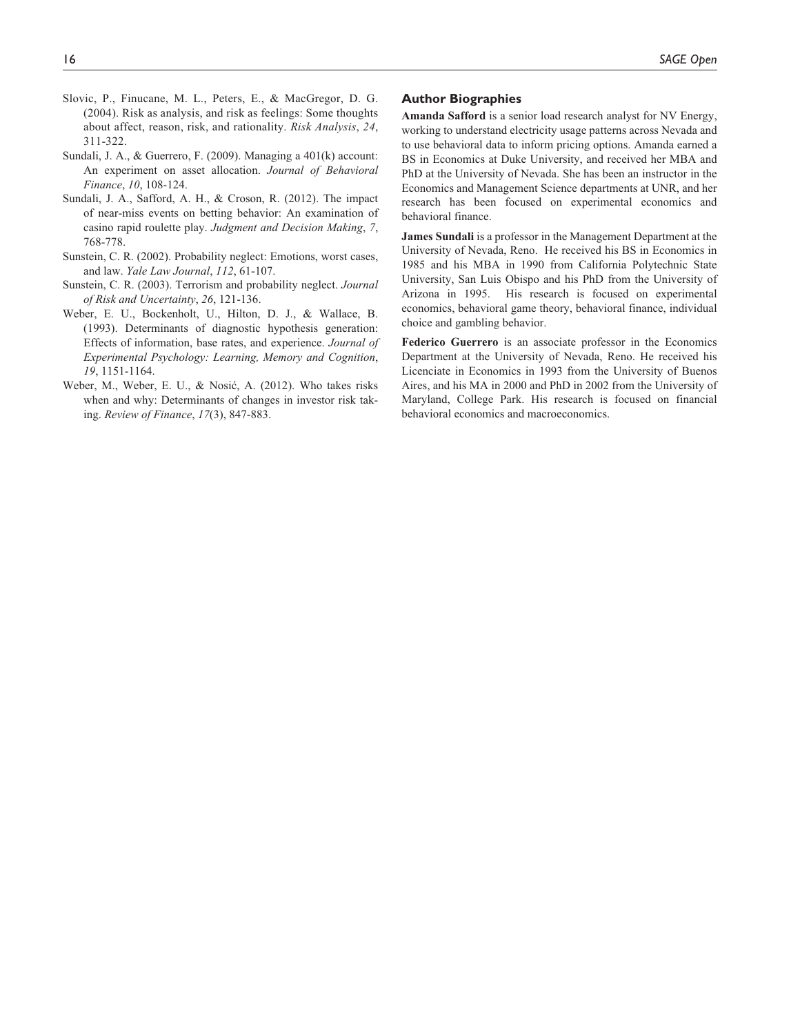Slovic, P., Finucane, M. L., Peters, E., & MacGregor, D. G. (2004). Risk as analysis, and risk as feelings: Some thoughts about affect, reason, risk, and rationality. *Risk Analysis*, *24*, 311-322.

Sundali, J. A., & Guerrero, F. (2009). Managing a 401(k) account: An experiment on asset allocation. *Journal of Behavioral Finance*, *10*, 108-124.

Sundali, J. A., Safford, A. H., & Croson, R. (2012). The impact of near-miss events on betting behavior: An examination of casino rapid roulette play. *Judgment and Decision Making*, *7*, 768-778.

Sunstein, C. R. (2002). Probability neglect: Emotions, worst cases, and law. *Yale Law Journal*, *112*, 61-107.

Sunstein, C. R. (2003). Terrorism and probability neglect. *Journal of Risk and Uncertainty*, *26*, 121-136.

Weber, E. U., Bockenholt, U., Hilton, D. J., & Wallace, B. (1993). Determinants of diagnostic hypothesis generation: Effects of information, base rates, and experience. *Journal of Experimental Psychology: Learning, Memory and Cognition*, *19*, 1151-1164.

Weber, M., Weber, E. U., & Nosić, A. (2012). Who takes risks when and why: Determinants of changes in investor risk taking. *Review of Finance*, *17*(3), 847-883.

## Author Biographies

**Amanda Safford** is a senior load research analyst for NV Energy, working to understand electricity usage patterns across Nevada and to use behavioral data to inform pricing options. Amanda earned a BS in Economics at Duke University, and received her MBA and PhD at the University of Nevada. She has been an instructor in the Economics and Management Science departments at UNR, and her research has been focused on experimental economics and behavioral finance.

**James Sundali** is a professor in the Management Department at the University of Nevada, Reno. He received his BS in Economics in 1985 and his MBA in 1990 from California Polytechnic State University, San Luis Obispo and his PhD from the University of Arizona in 1995. His research is focused on experimental economics, behavioral game theory, behavioral finance, individual choice and gambling behavior.

**Federico Guerrero** is an associate professor in the Economics Department at the University of Nevada, Reno. He received his Licenciate in Economics in 1993 from the University of Buenos Aires, and his MA in 2000 and PhD in 2002 from the University of Maryland, College Park. His research is focused on financial behavioral economics and macroeconomics.